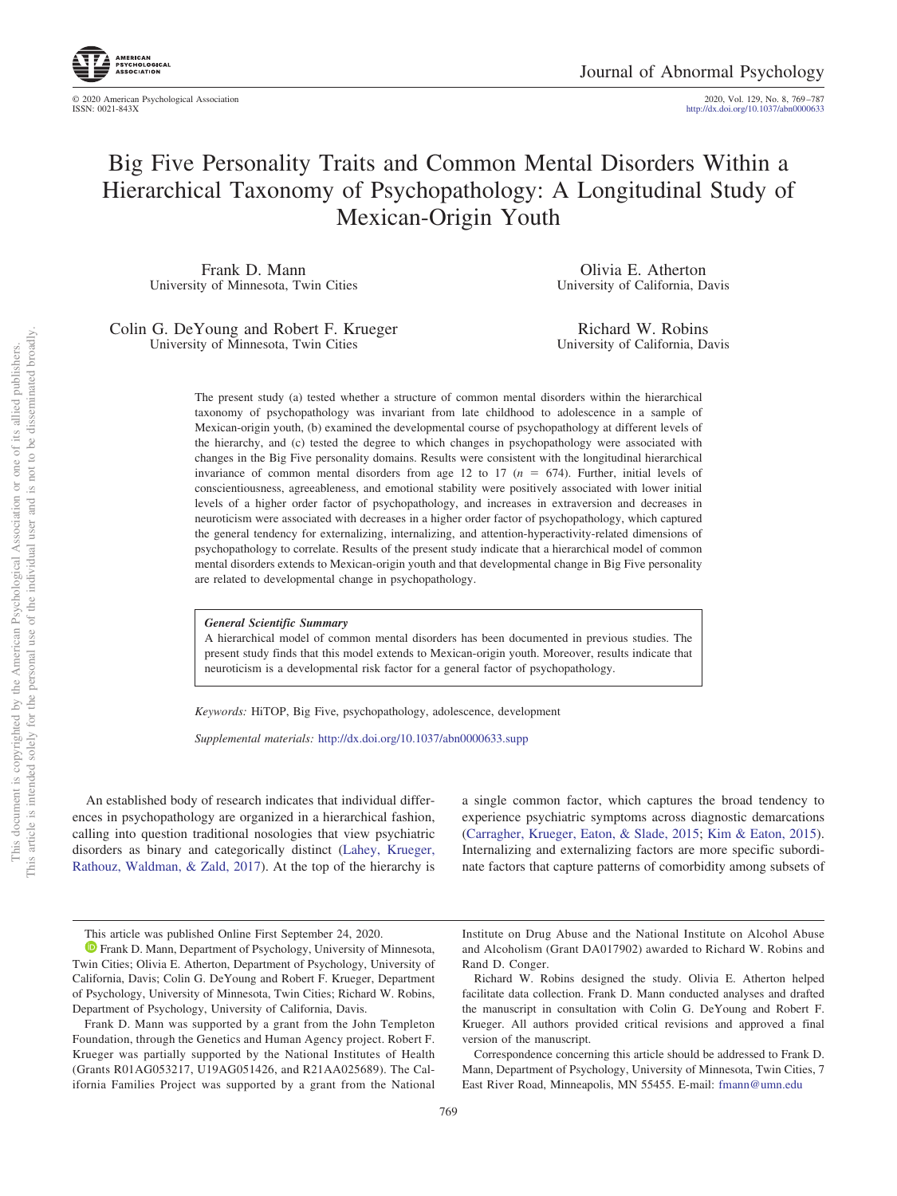# Big Five Personality Traits and Common Mental Disorders Within a Hierarchical Taxonomy of Psychopathology: A Longitudinal Study of Mexican-Origin Youth

Frank D. Mann
University of Minnesota, Twin Cities

Olivia E. Atherton
University of California, Davis

Colin G. DeYoung and Robert F. Krueger
University of Minnesota, Twin Cities

Richard W. Robins
University of California, Davis

The present study (a) tested whether a structure of common mental disorders within the hierarchical taxonomy of psychopathology was invariant from late childhood to adolescence in a sample of Mexican-origin youth, (b) examined the developmental course of psychopathology at different levels of the hierarchy, and (c) tested the degree to which changes in psychopathology were associated with changes in the Big Five personality domains. Results were consistent with the longitudinal hierarchical invariance of common mental disorders from age 12 to 17 ($n$ = 674). Further, initial levels of conscientiousness, agreeableness, and emotional stability were positively associated with lower initial levels of a higher order factor of psychopathology, and increases in extraversion and decreases in neuroticism were associated with decreases in a higher order factor of psychopathology, which captured the general tendency for externalizing, internalizing, and attention-hyperactivity-related dimensions of psychopathology to correlate. Results of the present study indicate that a hierarchical model of common mental disorders extends to Mexican-origin youth and that developmental change in Big Five personality are related to developmental change in psychopathology.

**General Scientific Summary**

A hierarchical model of common mental disorders has been documented in previous studies. The present study finds that this model extends to Mexican-origin youth. Moreover, results indicate that neuroticism is a developmental risk factor for a general factor of psychopathology.

*Keywords:* HiTOP, Big Five, psychopathology, adolescence, development

*Supplemental materials:* http://dx.doi.org/10.1037/abn0000633.supp

An established body of research indicates that individual differences in psychopathology are organized in a hierarchical fashion, calling into question traditional nosologies that view psychiatric disorders as binary and categorically distinct (Lahey, Krueger, Rathouz, Waldman, & Zald, 2017). At the top of the hierarchy is a single common factor, which captures the broad tendency to experience psychiatric symptoms across diagnostic demarcations (Carragher, Krueger, Eaton, & Slade, 2015; Kim & Eaton, 2015). Internalizing and externalizing factors are more specific subordinate factors that capture patterns of comorbidity among subsets of

---

This article was published Online First September 24, 2020.

Frank D. Mann, Department of Psychology, University of Minnesota, Twin Cities; Olivia E. Atherton, Department of Psychology, University of California, Davis; Colin G. DeYoung and Robert F. Krueger, Department of Psychology, University of Minnesota, Twin Cities; Richard W. Robins, Department of Psychology, University of California, Davis.

Frank D. Mann was supported by a grant from the John Templeton Foundation, through the Genetics and Human Agency project. Robert F. Krueger was partially supported by the National Institutes of Health (Grants R01AG053217, U19AG051426, and R21AA025689). The California Families Project was supported by a grant from the National Institute on Drug Abuse and the National Institute on Alcohol Abuse and Alcoholism (Grant DA017902) awarded to Richard W. Robins and Rand D. Conger.

Richard W. Robins designed the study. Olivia E. Atherton helped facilitate data collection. Frank D. Mann conducted analyses and drafted the manuscript in consultation with Colin G. DeYoung and Robert F. Krueger. All authors provided critical revisions and approved a final version of the manuscript.

Correspondence concerning this article should be addressed to Frank D. Mann, Department of Psychology, University of Minnesota, Twin Cities, 7 East River Road, Minneapolis, MN 55455. E-mail: fmann@umn.edu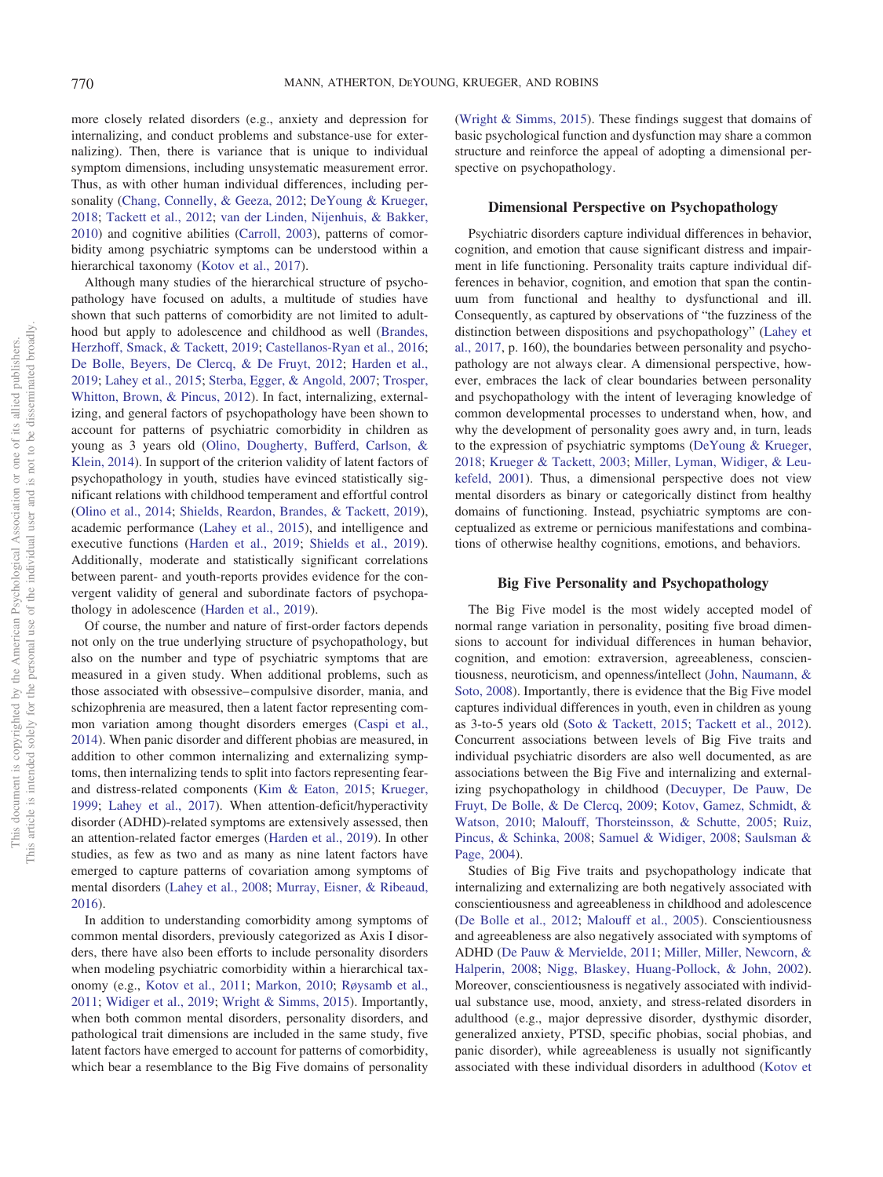more closely related disorders (e.g., anxiety and depression for internalizing, and conduct problems and substance-use for externalizing). Then, there is variance that is unique to individual symptom dimensions, including unsystematic measurement error. Thus, as with other human individual differences, including personality (Chang, Connelly, & Geeza, 2012; DeYoung & Krueger, 2018; Tackett et al., 2012; van der Linden, Nijenhuis, & Bakker, 2010) and cognitive abilities (Carroll, 2003), patterns of comorbidity among psychiatric symptoms can be understood within a hierarchical taxonomy (Kotov et al., 2017).

Although many studies of the hierarchical structure of psychopathology have focused on adults, a multitude of studies have shown that such patterns of comorbidity are not limited to adulthood but apply to adolescence and childhood as well (Brandes, Herzhoff, Smack, & Tackett, 2019; Castellanos-Ryan et al., 2016; De Bolle, Beyers, De Clercq, & De Fruyt, 2012; Harden et al., 2019; Lahey et al., 2015; Sterba, Egger, & Angold, 2007; Trosper, Whitton, Brown, & Pincus, 2012). In fact, internalizing, externalizing, and general factors of psychopathology have been shown to account for patterns of psychiatric comorbidity in children as young as 3 years old (Olino, Dougherty, Bufferd, Carlson, & Klein, 2014). In support of the criterion validity of latent factors of psychopathology in youth, studies have evinced statistically significant relations with childhood temperament and effortful control (Olino et al., 2014; Shields, Reardon, Brandes, & Tackett, 2019), academic performance (Lahey et al., 2015), and intelligence and executive functions (Harden et al., 2019; Shields et al., 2019). Additionally, moderate and statistically significant correlations between parent- and youth-reports provides evidence for the convergent validity of general and subordinate factors of psychopathology in adolescence (Harden et al., 2019).

Of course, the number and nature of first-order factors depends not only on the true underlying structure of psychopathology, but also on the number and type of psychiatric symptoms that are measured in a given study. When additional problems, such as those associated with obsessive–compulsive disorder, mania, and schizophrenia are measured, then a latent factor representing common variation among thought disorders emerges (Caspi et al., 2014). When panic disorder and different phobias are measured, in addition to other common internalizing and externalizing symptoms, then internalizing tends to split into factors representing fear- and distress-related components (Kim & Eaton, 2015; Krueger, 1999; Lahey et al., 2017). When attention-deficit/hyperactivity disorder (ADHD)-related symptoms are extensively assessed, then an attention-related factor emerges (Harden et al., 2019). In other studies, as few as two and as many as nine latent factors have emerged to capture patterns of covariation among symptoms of mental disorders (Lahey et al., 2008; Murray, Eisner, & Ribeaud, 2016).

In addition to understanding comorbidity among symptoms of common mental disorders, previously categorized as Axis I disorders, there have also been efforts to include personality disorders when modeling psychiatric comorbidity within a hierarchical taxonomy (e.g., Kotov et al., 2011; Markon, 2010; Røysamb et al., 2011; Widiger et al., 2019; Wright & Simms, 2015). Importantly, when both common mental disorders, personality disorders, and pathological trait dimensions are included in the same study, five latent factors have emerged to account for patterns of comorbidity, which bear a resemblance to the Big Five domains of personality (Wright & Simms, 2015). These findings suggest that domains of basic psychological function and dysfunction may share a common structure and reinforce the appeal of adopting a dimensional perspective on psychopathology.

## Dimensional Perspective on Psychopathology

Psychiatric disorders capture individual differences in behavior, cognition, and emotion that cause significant distress and impairment in life functioning. Personality traits capture individual differences in behavior, cognition, and emotion that span the continuum from functional and healthy to dysfunctional and ill. Consequently, as captured by observations of "the fuzziness of the distinction between dispositions and psychopathology" (Lahey et al., 2017, p. 160), the boundaries between personality and psychopathology are not always clear. A dimensional perspective, however, embraces the lack of clear boundaries between personality and psychopathology with the intent of leveraging knowledge of common developmental processes to understand when, how, and why the development of personality goes awry and, in turn, leads to the expression of psychiatric symptoms (DeYoung & Krueger, 2018; Krueger & Tackett, 2003; Miller, Lyman, Widiger, & Leukefeld, 2001). Thus, a dimensional perspective does not view mental disorders as binary or categorically distinct from healthy domains of functioning. Instead, psychiatric symptoms are conceptualized as extreme or pernicious manifestations and combinations of otherwise healthy cognitions, emotions, and behaviors.

## Big Five Personality and Psychopathology

The Big Five model is the most widely accepted model of normal range variation in personality, positing five broad dimensions to account for individual differences in human behavior, cognition, and emotion: extraversion, agreeableness, conscientiousness, neuroticism, and openness/intellect (John, Naumann, & Soto, 2008). Importantly, there is evidence that the Big Five model captures individual differences in youth, even in children as young as 3-to-5 years old (Soto & Tackett, 2015; Tackett et al., 2012). Concurrent associations between levels of Big Five traits and individual psychiatric disorders are also well documented, as are associations between the Big Five and internalizing and externalizing psychopathology in childhood (Decuyper, De Pauw, De Fruyt, De Bolle, & De Clercq, 2009; Kotov, Gamez, Schmidt, & Watson, 2010; Malouff, Thorsteinsson, & Schutte, 2005; Ruiz, Pincus, & Schinka, 2008; Samuel & Widiger, 2008; Saulsman & Page, 2004).

Studies of Big Five traits and psychopathology indicate that internalizing and externalizing are both negatively associated with conscientiousness and agreeableness in childhood and adolescence (De Bolle et al., 2012; Malouff et al., 2005). Conscientiousness and agreeableness are also negatively associated with symptoms of ADHD (De Pauw & Mervielde, 2011; Miller, Miller, Newcorn, & Halperin, 2008; Nigg, Blaskey, Huang-Pollock, & John, 2002). Moreover, conscientiousness is negatively associated with individual substance use, mood, anxiety, and stress-related disorders in adulthood (e.g., major depressive disorder, dysthymic disorder, generalized anxiety, PTSD, specific phobias, social phobias, and panic disorder), while agreeableness is usually not significantly associated with these individual disorders in adulthood (Kotov et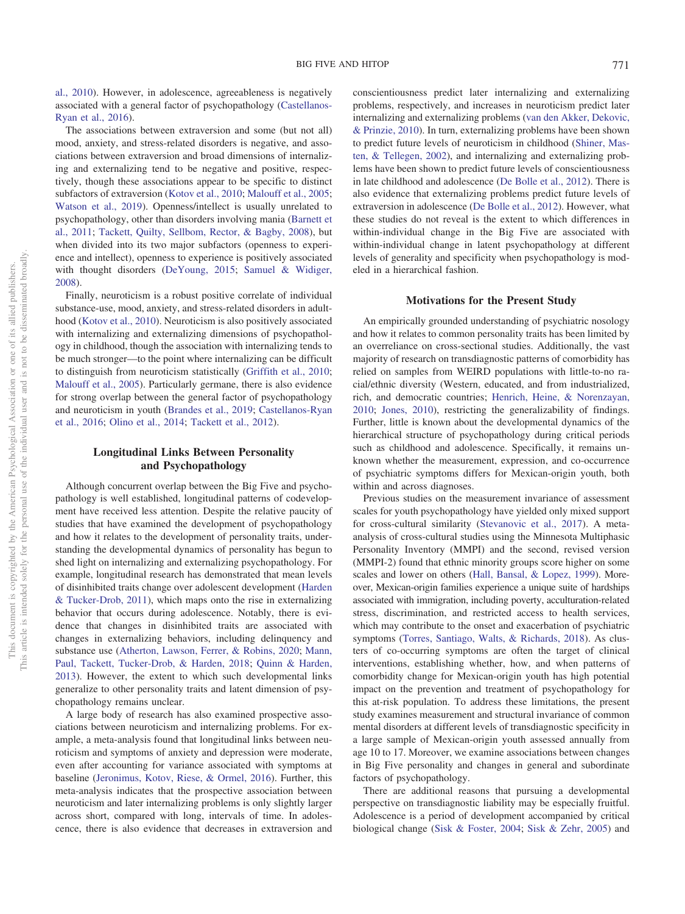al., 2010). However, in adolescence, agreeableness is negatively associated with a general factor of psychopathology (Castellanos-Ryan et al., 2016).

The associations between extraversion and some (but not all) mood, anxiety, and stress-related disorders is negative, and associations between extraversion and broad dimensions of internalizing and externalizing tend to be negative and positive, respectively, though these associations appear to be specific to distinct subfactors of extraversion (Kotov et al., 2010; Malouff et al., 2005; Watson et al., 2019). Openness/intellect is usually unrelated to psychopathology, other than disorders involving mania (Barnett et al., 2011; Tackett, Quilty, Sellbom, Rector, & Bagby, 2008), but when divided into its two major subfactors (openness to experience and intellect), openness to experience is positively associated with thought disorders (DeYoung, 2015; Samuel & Widiger, 2008).

Finally, neuroticism is a robust positive correlate of individual substance-use, mood, anxiety, and stress-related disorders in adulthood (Kotov et al., 2010). Neuroticism is also positively associated with internalizing and externalizing dimensions of psychopathology in childhood, though the association with internalizing tends to be much stronger—to the point where internalizing can be difficult to distinguish from neuroticism statistically (Griffith et al., 2010; Malouff et al., 2005). Particularly germane, there is also evidence for strong overlap between the general factor of psychopathology and neuroticism in youth (Brandes et al., 2019; Castellanos-Ryan et al., 2016; Olino et al., 2014; Tackett et al., 2012).

## Longitudinal Links Between Personality and Psychopathology

Although concurrent overlap between the Big Five and psychopathology is well established, longitudinal patterns of codevelopment have received less attention. Despite the relative paucity of studies that have examined the development of psychopathology and how it relates to the development of personality traits, understanding the developmental dynamics of personality has begun to shed light on internalizing and externalizing psychopathology. For example, longitudinal research has demonstrated that mean levels of disinhibited traits change over adolescent development (Harden & Tucker-Drob, 2011), which maps onto the rise in externalizing behavior that occurs during adolescence. Notably, there is evidence that changes in disinhibited traits are associated with changes in externalizing behaviors, including delinquency and substance use (Atherton, Lawson, Ferrer, & Robins, 2020; Mann, Paul, Tackett, Tucker-Drob, & Harden, 2018; Quinn & Harden, 2013). However, the extent to which such developmental links generalize to other personality traits and latent dimension of psychopathology remains unclear.

A large body of research has also examined prospective associations between neuroticism and internalizing problems. For example, a meta-analysis found that longitudinal links between neuroticism and symptoms of anxiety and depression were moderate, even after accounting for variance associated with symptoms at baseline (Jeronimus, Kotov, Riese, & Ormel, 2016). Further, this meta-analysis indicates that the prospective association between neuroticism and later internalizing problems is only slightly larger across short, compared with long, intervals of time. In adolescence, there is also evidence that decreases in extraversion and conscientiousness predict later internalizing and externalizing problems, respectively, and increases in neuroticism predict later internalizing and externalizing problems (van den Akker, Dekovic, & Prinzie, 2010). In turn, externalizing problems have been shown to predict future levels of neuroticism in childhood (Shiner, Masten, & Tellegen, 2002), and internalizing and externalizing problems have been shown to predict future levels of conscientiousness in late childhood and adolescence (De Bolle et al., 2012). There is also evidence that externalizing problems predict future levels of extraversion in adolescence (De Bolle et al., 2012). However, what these studies do not reveal is the extent to which differences in within-individual change in the Big Five are associated with within-individual change in latent psychopathology at different levels of generality and specificity when psychopathology is modeled in a hierarchical fashion.

## Motivations for the Present Study

An empirically grounded understanding of psychiatric nosology and how it relates to common personality traits has been limited by an overreliance on cross-sectional studies. Additionally, the vast majority of research on transdiagnostic patterns of comorbidity has relied on samples from WEIRD populations with little-to-no racial/ethnic diversity (Western, educated, and from industrialized, rich, and democratic countries; Henrich, Heine, & Norenzayan, 2010; Jones, 2010), restricting the generalizability of findings. Further, little is known about the developmental dynamics of the hierarchical structure of psychopathology during critical periods such as childhood and adolescence. Specifically, it remains unknown whether the measurement, expression, and co-occurrence of psychiatric symptoms differs for Mexican-origin youth, both within and across diagnoses.

Previous studies on the measurement invariance of assessment scales for youth psychopathology have yielded only mixed support for cross-cultural similarity (Stevanovic et al., 2017). A meta-analysis of cross-cultural studies using the Minnesota Multiphasic Personality Inventory (MMPI) and the second, revised version (MMPI-2) found that ethnic minority groups score higher on some scales and lower on others (Hall, Bansal, & Lopez, 1999). Moreover, Mexican-origin families experience a unique suite of hardships associated with immigration, including poverty, acculturation-related stress, discrimination, and restricted access to health services, which may contribute to the onset and exacerbation of psychiatric symptoms (Torres, Santiago, Walts, & Richards, 2018). As clusters of co-occurring symptoms are often the target of clinical interventions, establishing whether, how, and when patterns of comorbidity change for Mexican-origin youth has high potential impact on the prevention and treatment of psychopathology for this at-risk population. To address these limitations, the present study examines measurement and structural invariance of common mental disorders at different levels of transdiagnostic specificity in a large sample of Mexican-origin youth assessed annually from age 10 to 17. Moreover, we examine associations between changes in Big Five personality and changes in general and subordinate factors of psychopathology.

There are additional reasons that pursuing a developmental perspective on transdiagnostic liability may be especially fruitful. Adolescence is a period of development accompanied by critical biological change (Sisk & Foster, 2004; Sisk & Zehr, 2005) and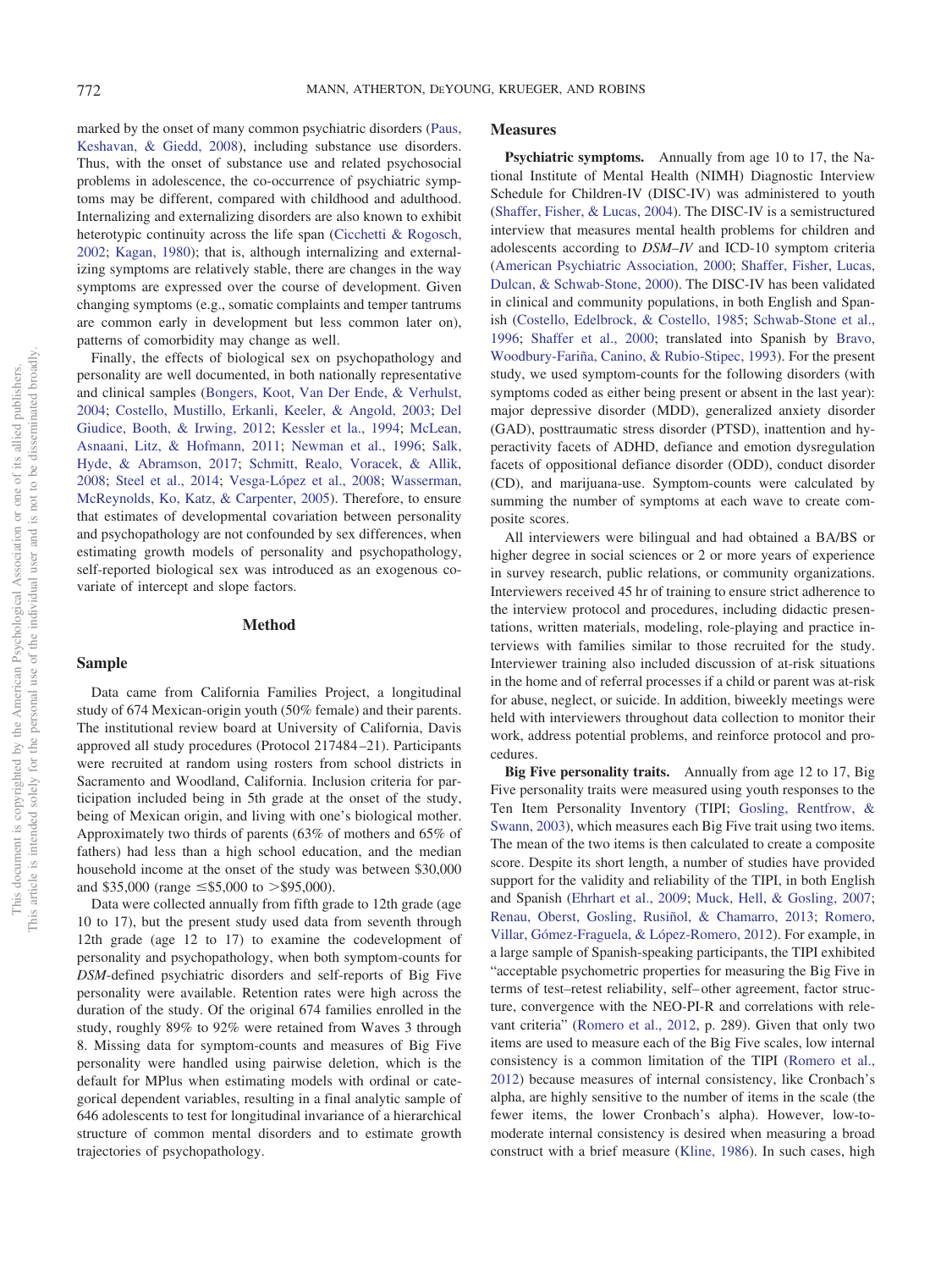marked by the onset of many common psychiatric disorders (Paus, Keshavan, & Giedd, 2008), including substance use disorders. Thus, with the onset of substance use and related psychosocial problems in adolescence, the co-occurrence of psychiatric symptoms may be different, compared with childhood and adulthood. Internalizing and externalizing disorders are also known to exhibit heterotypic continuity across the life span (Cicchetti & Rogosch, 2002; Kagan, 1980); that is, although internalizing and externalizing symptoms are relatively stable, there are changes in the way symptoms are expressed over the course of development. Given changing symptoms (e.g., somatic complaints and temper tantrums are common early in development but less common later on), patterns of comorbidity may change as well.

Finally, the effects of biological sex on psychopathology and personality are well documented, in both nationally representative and clinical samples (Bongers, Koot, Van Der Ende, & Verhulst, 2004; Costello, Mustillo, Erkanli, Keeler, & Angold, 2003; Del Giudice, Booth, & Irwing, 2012; Kessler et la., 1994; McLean, Asnaani, Litz, & Hofmann, 2011; Newman et al., 1996; Salk, Hyde, & Abramson, 2017; Schmitt, Realo, Voracek, & Allik, 2008; Steel et al., 2014; Vesga-López et al., 2008; Wasserman, McReynolds, Ko, Katz, & Carpenter, 2005). Therefore, to ensure that estimates of developmental covariation between personality and psychopathology are not confounded by sex differences, when estimating growth models of personality and psychopathology, self-reported biological sex was introduced as an exogenous covariate of intercept and slope factors.

## Method

### Sample

Data came from California Families Project, a longitudinal study of 674 Mexican-origin youth (50% female) and their parents. The institutional review board at University of California, Davis approved all study procedures (Protocol 217484–21). Participants were recruited at random using rosters from school districts in Sacramento and Woodland, California. Inclusion criteria for participation included being in 5th grade at the onset of the study, being of Mexican origin, and living with one's biological mother. Approximately two thirds of parents (63% of mothers and 65% of fathers) had less than a high school education, and the median household income at the onset of the study was between $30,000 and $35,000 (range ≤$5,000 to >$95,000).

Data were collected annually from fifth grade to 12th grade (age 10 to 17), but the present study used data from seventh through 12th grade (age 12 to 17) to examine the codevelopment of personality and psychopathology, when both symptom-counts for *DSM*-defined psychiatric disorders and self-reports of Big Five personality were available. Retention rates were high across the duration of the study. Of the original 674 families enrolled in the study, roughly 89% to 92% were retained from Waves 3 through 8. Missing data for symptom-counts and measures of Big Five personality were handled using pairwise deletion, which is the default for MPlus when estimating models with ordinal or categorical dependent variables, resulting in a final analytic sample of 646 adolescents to test for longitudinal invariance of a hierarchical structure of common mental disorders and to estimate growth trajectories of psychopathology.

### Measures

**Psychiatric symptoms.** Annually from age 10 to 17, the National Institute of Mental Health (NIMH) Diagnostic Interview Schedule for Children-IV (DISC-IV) was administered to youth (Shaffer, Fisher, & Lucas, 2004). The DISC-IV is a semistructured interview that measures mental health problems for children and adolescents according to *DSM–IV* and ICD-10 symptom criteria (American Psychiatric Association, 2000; Shaffer, Fisher, Lucas, Dulcan, & Schwab-Stone, 2000). The DISC-IV has been validated in clinical and community populations, in both English and Spanish (Costello, Edelbrock, & Costello, 1985; Schwab-Stone et al., 1996; Shaffer et al., 2000; translated into Spanish by Bravo, Woodbury-Fariña, Canino, & Rubio-Stipec, 1993). For the present study, we used symptom-counts for the following disorders (with symptoms coded as either being present or absent in the last year): major depressive disorder (MDD), generalized anxiety disorder (GAD), posttraumatic stress disorder (PTSD), inattention and hyperactivity facets of ADHD, defiance and emotion dysregulation facets of oppositional defiance disorder (ODD), conduct disorder (CD), and marijuana-use. Symptom-counts were calculated by summing the number of symptoms at each wave to create composite scores.

All interviewers were bilingual and had obtained a BA/BS or higher degree in social sciences or 2 or more years of experience in survey research, public relations, or community organizations. Interviewers received 45 hr of training to ensure strict adherence to the interview protocol and procedures, including didactic presentations, written materials, modeling, role-playing and practice interviews with families similar to those recruited for the study. Interviewer training also included discussion of at-risk situations in the home and of referral processes if a child or parent was at-risk for abuse, neglect, or suicide. In addition, biweekly meetings were held with interviewers throughout data collection to monitor their work, address potential problems, and reinforce protocol and procedures.

**Big Five personality traits.** Annually from age 12 to 17, Big Five personality traits were measured using youth responses to the Ten Item Personality Inventory (TIPI; Gosling, Rentfrow, & Swann, 2003), which measures each Big Five trait using two items. The mean of the two items is then calculated to create a composite score. Despite its short length, a number of studies have provided support for the validity and reliability of the TIPI, in both English and Spanish (Ehrhart et al., 2009; Muck, Hell, & Gosling, 2007; Renau, Oberst, Gosling, Rusiñol, & Chamarro, 2013; Romero, Villar, Gómez-Fraguela, & López-Romero, 2012). For example, in a large sample of Spanish-speaking participants, the TIPI exhibited "acceptable psychometric properties for measuring the Big Five in terms of test–retest reliability, self–other agreement, factor structure, convergence with the NEO-PI-R and correlations with relevant criteria" (Romero et al., 2012, p. 289). Given that only two items are used to measure each of the Big Five scales, low internal consistency is a common limitation of the TIPI (Romero et al., 2012) because measures of internal consistency, like Cronbach's alpha, are highly sensitive to the number of items in the scale (the fewer items, the lower Cronbach's alpha). However, low-to-moderate internal consistency is desired when measuring a broad construct with a brief measure (Kline, 1986). In such cases, high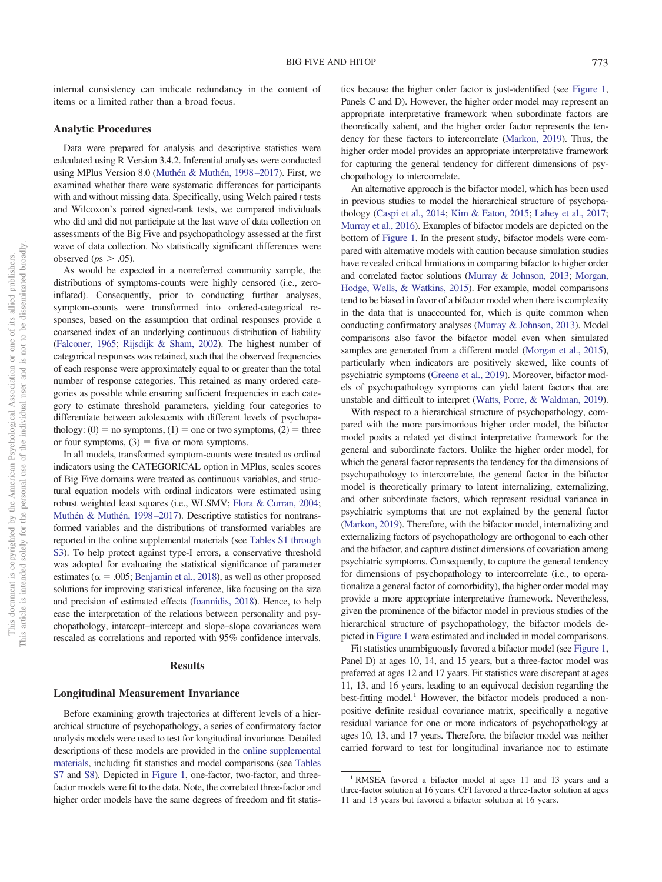internal consistency can indicate redundancy in the content of items or a limited rather than a broad focus.

## Analytic Procedures

Data were prepared for analysis and descriptive statistics were calculated using R Version 3.4.2. Inferential analyses were conducted using MPlus Version 8.0 (Muthén & Muthén, 1998–2017). First, we examined whether there were systematic differences for participants with and without missing data. Specifically, using Welch paired *t* tests and Wilcoxon's paired signed-rank tests, we compared individuals who did and did not participate at the last wave of data collection on assessments of the Big Five and psychopathology assessed at the first wave of data collection. No statistically significant differences were observed (*p*s > .05).

As would be expected in a nonreferred community sample, the distributions of symptoms-counts were highly censored (i.e., zero-inflated). Consequently, prior to conducting further analyses, symptom-counts were transformed into ordered-categorical responses, based on the assumption that ordinal responses provide a coarsened index of an underlying continuous distribution of liability (Falconer, 1965; Rijsdijk & Sham, 2002). The highest number of categorical responses was retained, such that the observed frequencies of each response were approximately equal to or greater than the total number of response categories. This retained as many ordered categories as possible while ensuring sufficient frequencies in each category to estimate threshold parameters, yielding four categories to differentiate between adolescents with different levels of psychopathology: (0) = no symptoms, (1) = one or two symptoms, (2) = three or four symptoms, (3) = five or more symptoms.

In all models, transformed symptom-counts were treated as ordinal indicators using the CATEGORICAL option in MPlus, scales scores of Big Five domains were treated as continuous variables, and structural equation models with ordinal indicators were estimated using robust weighted least squares (i.e., WLSMV; Flora & Curran, 2004; Muthén & Muthén, 1998–2017). Descriptive statistics for nontransformed variables and the distributions of transformed variables are reported in the online supplemental materials (see Tables S1 through S3). To help protect against type-I errors, a conservative threshold was adopted for evaluating the statistical significance of parameter estimates ($\alpha = .005$; Benjamin et al., 2018), as well as other proposed solutions for improving statistical inference, like focusing on the size and precision of estimated effects (Ioannidis, 2018). Hence, to help ease the interpretation of the relations between personality and psychopathology, intercept–intercept and slope–slope covariances were rescaled as correlations and reported with 95% confidence intervals.

# Results

## Longitudinal Measurement Invariance

Before examining growth trajectories at different levels of a hierarchical structure of psychopathology, a series of confirmatory factor analysis models were used to test for longitudinal invariance. Detailed descriptions of these models are provided in the online supplemental materials, including fit statistics and model comparisons (see Tables S7 and S8). Depicted in Figure 1, one-factor, two-factor, and three-factor models were fit to the data. Note, the correlated three-factor and higher order models have the same degrees of freedom and fit statistics because the higher order factor is just-identified (see Figure 1, Panels C and D). However, the higher order model may represent an appropriate interpretative framework when subordinate factors are theoretically salient, and the higher order factor represents the tendency for these factors to intercorrelate (Markon, 2019). Thus, the higher order model provides an appropriate interpretative framework for capturing the general tendency for different dimensions of psychopathology to intercorrelate.

An alternative approach is the bifactor model, which has been used in previous studies to model the hierarchical structure of psychopathology (Caspi et al., 2014; Kim & Eaton, 2015; Lahey et al., 2017; Murray et al., 2016). Examples of bifactor models are depicted on the bottom of Figure 1. In the present study, bifactor models were compared with alternative models with caution because simulation studies have revealed critical limitations in comparing bifactor to higher order and correlated factor solutions (Murray & Johnson, 2013; Morgan, Hodge, Wells, & Watkins, 2015). For example, model comparisons tend to be biased in favor of a bifactor model when there is complexity in the data that is unaccounted for, which is quite common when conducting confirmatory analyses (Murray & Johnson, 2013). Model comparisons also favor the bifactor model even when simulated samples are generated from a different model (Morgan et al., 2015), particularly when indicators are positively skewed, like counts of psychiatric symptoms (Greene et al., 2019). Moreover, bifactor models of psychopathology symptoms can yield latent factors that are unstable and difficult to interpret (Watts, Porre, & Waldman, 2019).

With respect to a hierarchical structure of psychopathology, compared with the more parsimonious higher order model, the bifactor model posits a related yet distinct interpretative framework for the general and subordinate factors. Unlike the higher order model, for which the general factor represents the tendency for the dimensions of psychopathology to intercorrelate, the general factor in the bifactor model is theoretically primary to latent internalizing, externalizing, and other subordinate factors, which represent residual variance in psychiatric symptoms that are not explained by the general factor (Markon, 2019). Therefore, with the bifactor model, internalizing and externalizing factors of psychopathology are orthogonal to each other and the bifactor, and capture distinct dimensions of covariation among psychiatric symptoms. Consequently, to capture the general tendency for dimensions of psychopathology to intercorrelate (i.e., to operationalize a general factor of comorbidity), the higher order model may provide a more appropriate interpretative framework. Nevertheless, given the prominence of the bifactor model in previous studies of the hierarchical structure of psychopathology, the bifactor models depicted in Figure 1 were estimated and included in model comparisons.

Fit statistics unambiguously favored a bifactor model (see Figure 1, Panel D) at ages 10, 14, and 15 years, but a three-factor model was preferred at ages 12 and 17 years. Fit statistics were discrepant at ages 11, 13, and 16 years, leading to an equivocal decision regarding the best-fitting model.[1] However, the bifactor models produced a nonpositive definite residual covariance matrix, specifically a negative residual variance for one or more indicators of psychopathology at ages 10, 13, and 17 years. Therefore, the bifactor model was neither carried forward to test for longitudinal invariance nor to estimate

[1] RMSEA favored a bifactor model at ages 11 and 13 years and a three-factor solution at 16 years. CFI favored a three-factor solution at ages 11 and 13 years but favored a bifactor solution at 16 years.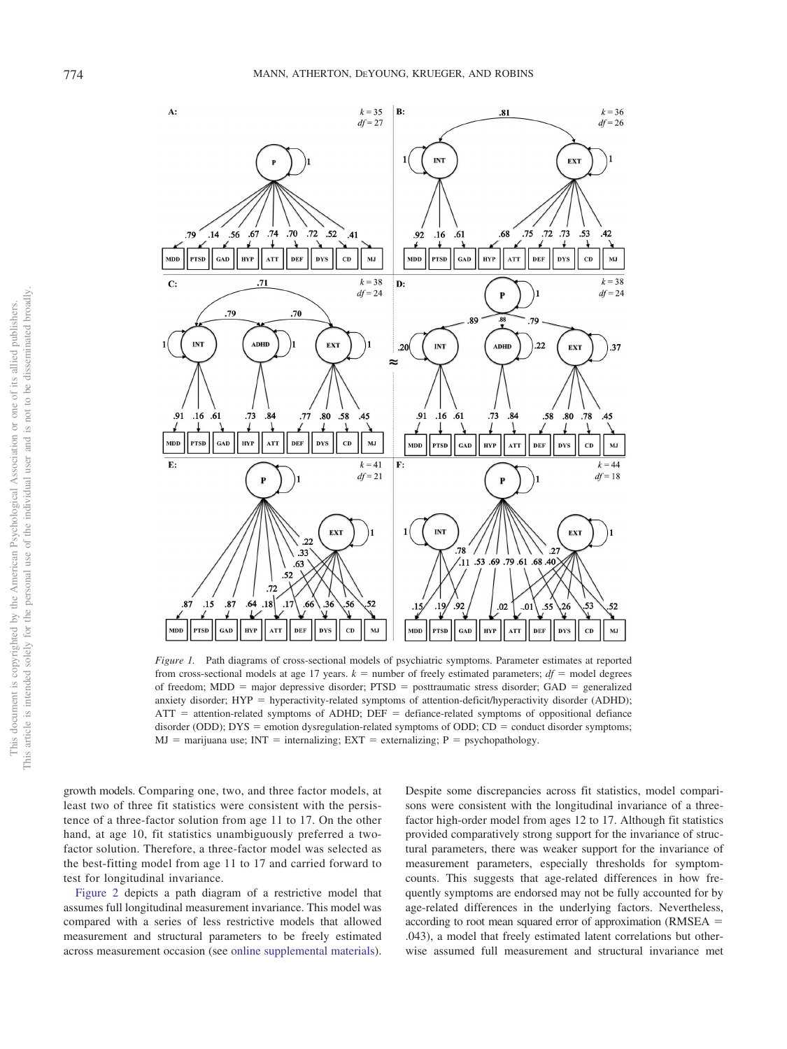*Figure 1.* Path diagrams of cross-sectional models of psychiatric symptoms. Parameter estimates at reported from cross-sectional models at age 17 years. $k$ = number of freely estimated parameters; $df$ = model degrees of freedom; MDD = major depressive disorder; PTSD = posttraumatic stress disorder; GAD = generalized anxiety disorder; HYP = hyperactivity-related symptoms of attention-deficit/hyperactivity disorder (ADHD); ATT = attention-related symptoms of ADHD; DEF = defiance-related symptoms of oppositional defiance disorder (ODD); DYS = emotion dysregulation-related symptoms of ODD; CD = conduct disorder symptoms; MJ = marijuana use; INT = internalizing; EXT = externalizing; P = psychopathology.

growth models. Comparing one, two, and three factor models, at least two of three fit statistics were consistent with the persistence of a three-factor solution from age 11 to 17. On the other hand, at age 10, fit statistics unambiguously preferred a two-factor solution. Therefore, a three-factor model was selected as the best-fitting model from age 11 to 17 and carried forward to test for longitudinal invariance.

Figure 2 depicts a path diagram of a restrictive model that assumes full longitudinal measurement invariance. This model was compared with a series of less restrictive models that allowed measurement and structural parameters to be freely estimated across measurement occasion (see online supplemental materials). Despite some discrepancies across fit statistics, model comparisons were consistent with the longitudinal invariance of a three-factor high-order model from ages 12 to 17. Although fit statistics provided comparatively strong support for the invariance of structural parameters, there was weaker support for the invariance of measurement parameters, especially thresholds for symptom-counts. This suggests that age-related differences in how frequently symptoms are endorsed may not be fully accounted for by age-related differences in the underlying factors. Nevertheless, according to root mean squared error of approximation (RMSEA = .043), a model that freely estimated latent correlations but otherwise assumed full measurement and structural invariance met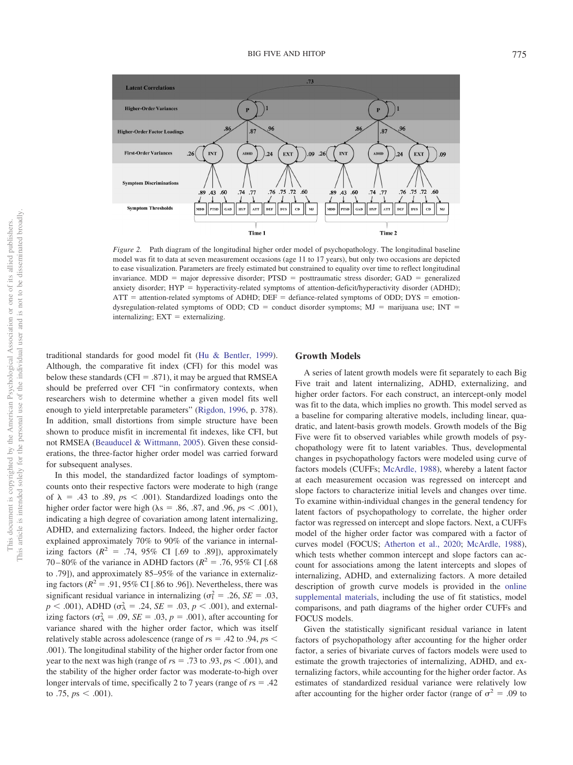*Figure 2.* Path diagram of the longitudinal higher order model of psychopathology. The longitudinal baseline model was fit to data at seven measurement occasions (age 11 to 17 years), but only two occasions are depicted to ease visualization. Parameters are freely estimated but constrained to equality over time to reflect longitudinal invariance. MDD = major depressive disorder; PTSD = posttraumatic stress disorder; GAD = generalized anxiety disorder; HYP = hyperactivity-related symptoms of attention-deficit/hyperactivity disorder (ADHD); ATT = attention-related symptoms of ADHD; DEF = defiance-related symptoms of ODD; DYS = emotion-dysregulation-related symptoms of ODD; CD = conduct disorder symptoms; MJ = marijuana use; INT = internalizing; EXT = externalizing.

traditional standards for good model fit (Hu & Bentler, 1999). Although, the comparative fit index (CFI) for this model was below these standards (CFI = .871), it may be argued that RMSEA should be preferred over CFI "in confirmatory contexts, when researchers wish to determine whether a given model fits well enough to yield interpretable parameters" (Rigdon, 1996, p. 378). In addition, small distortions from simple structure have been shown to produce misfit in incremental fit indexes, like CFI, but not RMSEA (Beauducel & Wittmann, 2005). Given these considerations, the three-factor higher order model was carried forward for subsequent analyses.

In this model, the standardized factor loadings of symptom-counts onto their respective factors were moderate to high (range of $\lambda$ = .43 to .89, $ps < .001$). Standardized loadings onto the higher order factor were high ($\lambda$s = .86, .87, and .96, $ps < .001$), indicating a high degree of covariation among latent internalizing, ADHD, and externalizing factors. Indeed, the higher order factor explained approximately 70% to 90% of the variance in internalizing factors ($R^2$ = .74, 95% CI [.69 to .89]), approximately 70–80% of the variance in ADHD factors ($R^2$ = .76, 95% CI [.68 to .79]), and approximately 85–95% of the variance in externalizing factors ($R^2$ = .91, 95% CI [.86 to .96]). Nevertheless, there was significant residual variance in internalizing ($\sigma^2_I$ = .26, $SE$ = .03, $p < .001$), ADHD ($\sigma^2_A$ = .24, $SE$ = .03, $p < .001$), and externalizing factors ($\sigma^2_A$ = .09, $SE$ = .03, $p$ = .001), after accounting for variance shared with the higher order factor, which was itself relatively stable across adolescence (range of $rs$ = .42 to .94, $ps <$ .001). The longitudinal stability of the higher order factor from one year to the next was high (range of $rs$ = .73 to .93, $ps < .001$), and the stability of the higher order factor was moderate-to-high over longer intervals of time, specifically 2 to 7 years (range of $rs$ = .42 to .75, $ps < .001$).

## Growth Models

A series of latent growth models were fit separately to each Big Five trait and latent internalizing, ADHD, externalizing, and higher order factors. For each construct, an intercept-only model was fit to the data, which implies no growth. This model served as a baseline for comparing alterative models, including linear, quadratic, and latent-basis growth models. Growth models of the Big Five were fit to observed variables while growth models of psychopathology were fit to latent variables. Thus, developmental changes in psychopathology factors were modeled using curve of factors models (CUFFs; McArdle, 1988), whereby a latent factor at each measurement occasion was regressed on intercept and slope factors to characterize initial levels and changes over time. To examine within-individual changes in the general tendency for latent factors of psychopathology to correlate, the higher order factor was regressed on intercept and slope factors. Next, a CUFFs model of the higher order factor was compared with a factor of curves model (FOCUS; Atherton et al., 2020; McArdle, 1988), which tests whether common intercept and slope factors can account for associations among the latent intercepts and slopes of internalizing, ADHD, and externalizing factors. A more detailed description of growth curve models is provided in the online supplemental materials, including the use of fit statistics, model comparisons, and path diagrams of the higher order CUFFs and FOCUS models.

Given the statistically significant residual variance in latent factors of psychopathology after accounting for the higher order factor, a series of bivariate curves of factors models were used to estimate the growth trajectories of internalizing, ADHD, and externalizing factors, while accounting for the higher order factor. As estimates of standardized residual variance were relatively low after accounting for the higher order factor (range of $\sigma^2$ = .09 to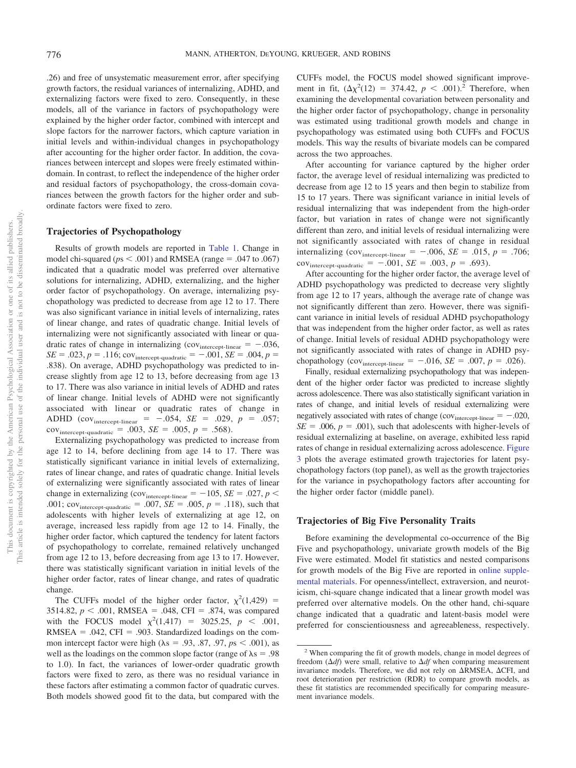.26) and free of unsystematic measurement error, after specifying growth factors, the residual variances of internalizing, ADHD, and externalizing factors were fixed to zero. Consequently, in these models, all of the variance in factors of psychopathology were explained by the higher order factor, combined with intercept and slope factors for the narrower factors, which capture variation in initial levels and within-individual changes in psychopathology after accounting for the higher order factor. In addition, the covariances between intercept and slopes were freely estimated within-domain. In contrast, to reflect the independence of the higher order and residual factors of psychopathology, the cross-domain covariances between the growth factors for the higher order and subordinate factors were fixed to zero.

### Trajectories of Psychopathology

Results of growth models are reported in Table 1. Change in model chi-squared ($ps < .001$) and RMSEA (range = .047 to .067) indicated that a quadratic model was preferred over alternative solutions for internalizing, ADHD, externalizing, and the higher order factor of psychopathology. On average, internalizing psychopathology was predicted to decrease from age 12 to 17. There was also significant variance in initial levels of internalizing, rates of linear change, and rates of quadratic change. Initial levels of internalizing were not significantly associated with linear or quadratic rates of change in internalizing ($\text{cov}_{\text{intercept-linear}} = -.036$, $SE = .023$, $p = .116$; $\text{cov}_{\text{intercept-quadratic}} = -.001$, $SE = .004$, $p = .838$). On average, ADHD psychopathology was predicted to increase slightly from age 12 to 13, before decreasing from age 13 to 17. There was also variance in initial levels of ADHD and rates of linear change. Initial levels of ADHD were not significantly associated with linear or quadratic rates of change in ADHD ($\text{cov}_{\text{intercept-linear}} = -.054$, $SE = .029$, $p = .057$; $\text{cov}_{\text{intercept-quadratic}} = .003$, $SE = .005$, $p = .568$).

Externalizing psychopathology was predicted to increase from age 12 to 14, before declining from age 14 to 17. There was statistically significant variance in initial levels of externalizing, rates of linear change, and rates of quadratic change. Initial levels of externalizing were significantly associated with rates of linear change in externalizing ($\text{cov}_{\text{intercept-linear}} = -105$, $SE = .027$, $p < .001$; $\text{cov}_{\text{intercept-quadratic}} = .007$, $SE = .005$, $p = .118$), such that adolescents with higher levels of externalizing at age 12, on average, increased less rapidly from age 12 to 14. Finally, the higher order factor, which captured the tendency for latent factors of psychopathology to correlate, remained relatively unchanged from age 12 to 13, before decreasing from age 13 to 17. However, there was statistically significant variation in initial levels of the higher order factor, rates of linear change, and rates of quadratic change.

The CUFFs model of the higher order factor, $\chi^2(1{,}429) = 3514.82$, $p < .001$, RMSEA = .048, CFI = .874, was compared with the FOCUS model $\chi^2(1{,}417) = 3025.25$, $p < .001$, RMSEA = .042, CFI = .903. Standardized loadings on the common intercept factor were high ($\lambda\text{s} = .93, .87, .97$, $ps < .001$), as well as the loadings on the common slope factor (range of $\lambda\text{s} = .98$ to 1.0). In fact, the variances of lower-order quadratic growth factors were fixed to zero, as there was no residual variance in these factors after estimating a common factor of quadratic curves. Both models showed good fit to the data, but compared with the CUFFs model, the FOCUS model showed significant improvement in fit, ($\Delta\chi^2(12) = 374.42$, $p < .001$).[2] Therefore, when examining the developmental covariation between personality and the higher order factor of psychopathology, change in personality was estimated using traditional growth models and change in psychopathology was estimated using both CUFFs and FOCUS models. This way the results of bivariate models can be compared across the two approaches.

After accounting for variance captured by the higher order factor, the average level of residual internalizing was predicted to decrease from age 12 to 15 years and then begin to stabilize from 15 to 17 years. There was significant variance in initial levels of residual internalizing that was independent from the high-order factor, but variation in rates of change were not significantly different than zero, and initial levels of residual internalizing were not significantly associated with rates of change in residual internalizing ($\text{cov}_{\text{intercept-linear}} = -.006$, $SE = .015$, $p = .706$; $\text{cov}_{\text{intercept-quadratic}} = -.001$, $SE = .003$, $p = .693$).

After accounting for the higher order factor, the average level of ADHD psychopathology was predicted to decrease very slightly from age 12 to 17 years, although the average rate of change was not significantly different than zero. However, there was significant variance in initial levels of residual ADHD psychopathology that was independent from the higher order factor, as well as rates of change. Initial levels of residual ADHD psychopathology were not significantly associated with rates of change in ADHD psychopathology ($\text{cov}_{\text{intercept-linear}} = -.016$, $SE = .007$, $p = .026$).

Finally, residual externalizing psychopathology that was independent of the higher order factor was predicted to increase slightly across adolescence. There was also statistically significant variation in rates of change, and initial levels of residual externalizing were negatively associated with rates of change ($\text{cov}_{\text{intercept-linear}} = -.020$, $SE = .006$, $p = .001$), such that adolescents with higher-levels of residual externalizing at baseline, on average, exhibited less rapid rates of change in residual externalizing across adolescence. Figure 3 plots the average estimated growth trajectories for latent psychopathology factors (top panel), as well as the growth trajectories for the variance in psychopathology factors after accounting for the higher order factor (middle panel).

### Trajectories of Big Five Personality Traits

Before examining the developmental co-occurrence of the Big Five and psychopathology, univariate growth models of the Big Five were estimated. Model fit statistics and nested comparisons for growth models of the Big Five are reported in online supplemental materials. For openness/intellect, extraversion, and neuroticism, chi-square change indicated that a linear growth model was preferred over alternative models. On the other hand, chi-square change indicated that a quadratic and latent-basis model were preferred for conscientiousness and agreeableness, respectively.

[2] When comparing the fit of growth models, change in model degrees of freedom ($\Delta df$) were small, relative to $\Delta df$ when comparing measurement invariance models. Therefore, we did not rely on ΔRMSEA, ΔCFI, and root deterioration per restriction (RDR) to compare growth models, as these fit statistics are recommended specifically for comparing measurement invariance models.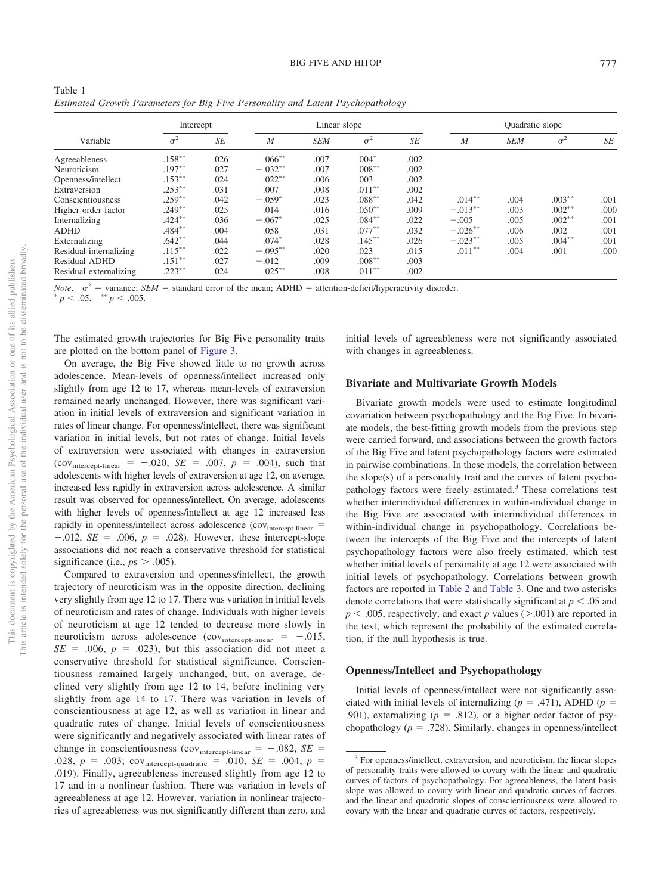Table 1

*Estimated Growth Parameters for Big Five Personality and Latent Psychopathology*

| Variable | Intercept | | Linear slope | | | | Quadratic slope | | | |
|---|---|---|---|---|---|---|---|---|---|---|
| | $\sigma^2$ | *SE* | *M* | *SEM* | $\sigma^2$ | *SE* | *M* | *SEM* | $\sigma^2$ | *SE* |
| Agreeableness | .158** | .026 | .066** | .007 | .004* | .002 | | | | |
| Neuroticism | .197** | .027 | −.032** | .007 | .008** | .002 | | | | |
| Openness/intellect | .153** | .024 | .022** | .006 | .003 | .002 | | | | |
| Extraversion | .253** | .031 | .007 | .008 | .011** | .002 | | | | |
| Conscientiousness | .259** | .042 | −.059* | .023 | .088** | .042 | .014** | .004 | .003** | .001 |
| Higher order factor | .249** | .025 | .014 | .016 | .050** | .009 | −.013** | .003 | .002** | .000 |
| Internalizing | .424** | .036 | −.067* | .025 | .084** | .022 | −.005 | .005 | .002** | .001 |
| ADHD | .484** | .004 | .058 | .031 | .077** | .032 | −.026** | .006 | .002 | .001 |
| Externalizing | .642** | .044 | .074* | .028 | .145** | .026 | −.023** | .005 | .004** | .001 |
| Residual internalizing | .115** | .022 | −.095** | .020 | .023 | .015 | .011** | .004 | .001 | .000 |
| Residual ADHD | .151** | .027 | −.012 | .009 | .008** | .003 | | | | |
| Residual externalizing | .223** | .024 | .025** | .008 | .011** | .002 | | | | |

*Note.* $\sigma^2$ = variance; *SEM* = standard error of the mean; ADHD = attention-deficit/hyperactivity disorder.
* $p < .05$. ** $p < .005$.

The estimated growth trajectories for Big Five personality traits are plotted on the bottom panel of Figure 3.

On average, the Big Five showed little to no growth across adolescence. Mean-levels of openness/intellect increased only slightly from age 12 to 17, whereas mean-levels of extraversion remained nearly unchanged. However, there was significant variation in initial levels of extraversion and significant variation in rates of linear change. For openness/intellect, there was significant variation in initial levels, but not rates of change. Initial levels of extraversion were associated with changes in extraversion ($\text{cov}_{\text{intercept-linear}} = -.020$, $SE = .007$, $p = .004$), such that adolescents with higher levels of extraversion at age 12, on average, increased less rapidly in extraversion across adolescence. A similar result was observed for openness/intellect. On average, adolescents with higher levels of openness/intellect at age 12 increased less rapidly in openness/intellect across adolescence ($\text{cov}_{\text{intercept-linear}} = -.012$, $SE = .006$, $p = .028$). However, these intercept-slope associations did not reach a conservative threshold for statistical significance (i.e., $ps > .005$).

Compared to extraversion and openness/intellect, the growth trajectory of neuroticism was in the opposite direction, declining very slightly from age 12 to 17. There was variation in initial levels of neuroticism and rates of change. Individuals with higher levels of neuroticism at age 12 tended to decrease more slowly in neuroticism across adolescence ($\text{cov}_{\text{intercept-linear}} = -.015$, $SE = .006$, $p = .023$), but this association did not meet a conservative threshold for statistical significance. Conscientiousness remained largely unchanged, but, on average, declined very slightly from age 12 to 14, before inclining very slightly from age 14 to 17. There was variation in levels of conscientiousness at age 12, as well as variation in linear and quadratic rates of change. Initial levels of conscientiousness were significantly and negatively associated with linear rates of change in conscientiousness ($\text{cov}_{\text{intercept-linear}} = -.082$, $SE = .028$, $p = .003$; $\text{cov}_{\text{intercept-quadratic}} = .010$, $SE = .004$, $p = .019$). Finally, agreeableness increased slightly from age 12 to 17 and in a nonlinear fashion. There was variation in levels of agreeableness at age 12. However, variation in nonlinear trajectories of agreeableness was not significantly different than zero, and initial levels of agreeableness were not significantly associated with changes in agreeableness.

## Bivariate and Multivariate Growth Models

Bivariate growth models were used to estimate longitudinal covariation between psychopathology and the Big Five. In bivariate models, the best-fitting growth models from the previous step were carried forward, and associations between the growth factors of the Big Five and latent psychopathology factors were estimated in pairwise combinations. In these models, the correlation between the slope(s) of a personality trait and the curves of latent psychopathology factors were freely estimated.[3] These correlations test whether interindividual differences in within-individual change in the Big Five are associated with interindividual differences in within-individual change in psychopathology. Correlations between the intercepts of the Big Five and the intercepts of latent psychopathology factors were also freely estimated, which test whether initial levels of personality at age 12 were associated with initial levels of psychopathology. Correlations between growth factors are reported in Table 2 and Table 3. One and two asterisks denote correlations that were statistically significant at $p < .05$ and $p < .005$, respectively, and exact *p* values (>.001) are reported in the text, which represent the probability of the estimated correlation, if the null hypothesis is true.

## Openness/Intellect and Psychopathology

Initial levels of openness/intellect were not significantly associated with initial levels of internalizing ($p = .471$), ADHD ($p = .901$), externalizing ($p = .812$), or a higher order factor of psychopathology ($p = .728$). Similarly, changes in openness/intellect

[3] For openness/intellect, extraversion, and neuroticism, the linear slopes of personality traits were allowed to covary with the linear and quadratic curves of factors of psychopathology. For agreeableness, the latent-basis slope was allowed to covary with linear and quadratic curves of factors, and the linear and quadratic slopes of conscientiousness were allowed to covary with the linear and quadratic curves of factors, respectively.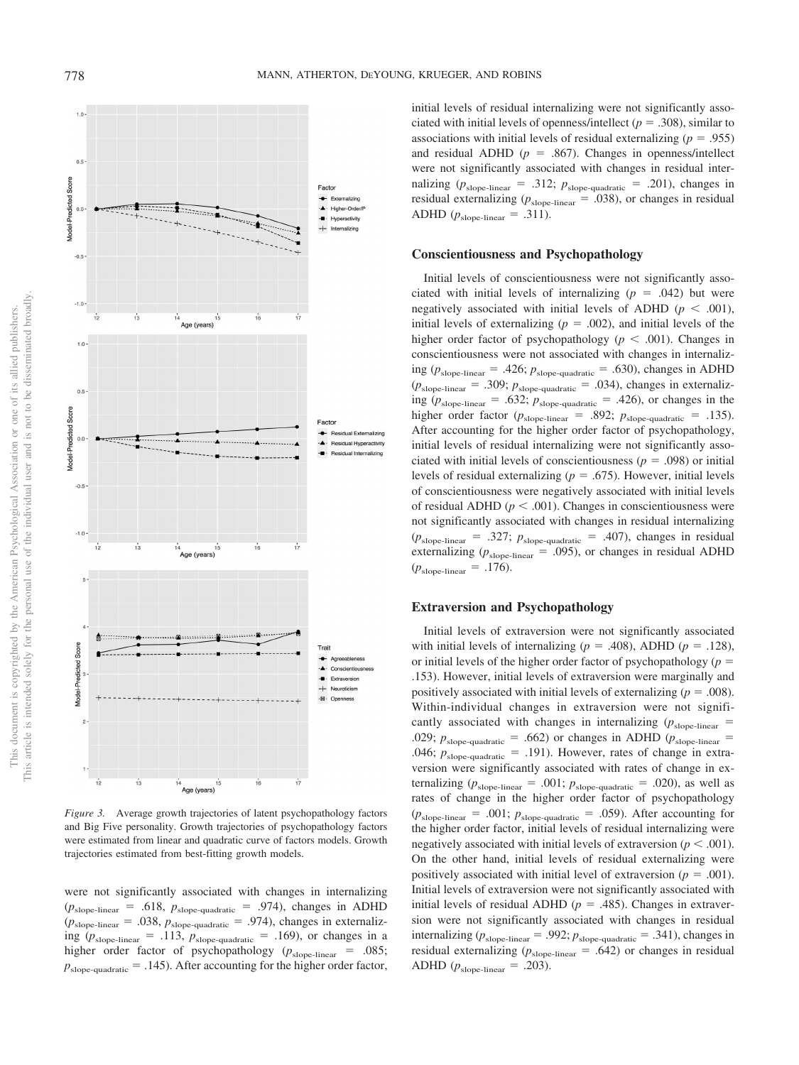*Figure 3.* Average growth trajectories of latent psychopathology factors and Big Five personality. Growth trajectories of psychopathology factors were estimated from linear and quadratic curve of factors models. Growth trajectories estimated from best-fitting growth models.

were not significantly associated with changes in internalizing ($p_{\text{slope-linear}} = .618$, $p_{\text{slope-quadratic}} = .974$), changes in ADHD ($p_{\text{slope-linear}} = .038$, $p_{\text{slope-quadratic}} = .974$), changes in externalizing ($p_{\text{slope-linear}} = .113$, $p_{\text{slope-quadratic}} = .169$), or changes in a higher order factor of psychopathology ($p_{\text{slope-linear}} = .085$; $p_{\text{slope-quadratic}} = .145$). After accounting for the higher order factor, initial levels of residual internalizing were not significantly associated with initial levels of openness/intellect ($p = .308$), similar to associations with initial levels of residual externalizing ($p = .955$) and residual ADHD ($p = .867$). Changes in openness/intellect were not significantly associated with changes in residual internalizing ($p_{\text{slope-linear}} = .312$; $p_{\text{slope-quadratic}} = .201$), changes in residual externalizing ($p_{\text{slope-linear}} = .038$), or changes in residual ADHD ($p_{\text{slope-linear}} = .311$).

### Conscientiousness and Psychopathology

Initial levels of conscientiousness were not significantly associated with initial levels of internalizing ($p = .042$) but were negatively associated with initial levels of ADHD ($p < .001$), initial levels of externalizing ($p = .002$), and initial levels of the higher order factor of psychopathology ($p < .001$). Changes in conscientiousness were not associated with changes in internalizing ($p_{\text{slope-linear}} = .426$; $p_{\text{slope-quadratic}} = .630$), changes in ADHD ($p_{\text{slope-linear}} = .309$; $p_{\text{slope-quadratic}} = .034$), changes in externalizing ($p_{\text{slope-linear}} = .632$; $p_{\text{slope-quadratic}} = .426$), or changes in the higher order factor ($p_{\text{slope-linear}} = .892$; $p_{\text{slope-quadratic}} = .135$). After accounting for the higher order factor of psychopathology, initial levels of residual internalizing were not significantly associated with initial levels of conscientiousness ($p = .098$) or initial levels of residual externalizing ($p = .675$). However, initial levels of conscientiousness were negatively associated with initial levels of residual ADHD ($p < .001$). Changes in conscientiousness were not significantly associated with changes in residual internalizing ($p_{\text{slope-linear}} = .327$; $p_{\text{slope-quadratic}} = .407$), changes in residual externalizing ($p_{\text{slope-linear}} = .095$), or changes in residual ADHD ($p_{\text{slope-linear}} = .176$).

### Extraversion and Psychopathology

Initial levels of extraversion were not significantly associated with initial levels of internalizing ($p = .408$), ADHD ($p = .128$), or initial levels of the higher order factor of psychopathology ($p = .153$). However, initial levels of extraversion were marginally and positively associated with initial levels of externalizing ($p = .008$). Within-individual changes in extraversion were not significantly associated with changes in internalizing ($p_{\text{slope-linear}} = .029$; $p_{\text{slope-quadratic}} = .662$) or changes in ADHD ($p_{\text{slope-linear}} = .046$; $p_{\text{slope-quadratic}} = .191$). However, rates of change in extraversion were significantly associated with rates of change in externalizing ($p_{\text{slope-linear}} = .001$; $p_{\text{slope-quadratic}} = .020$), as well as rates of change in the higher order factor of psychopathology ($p_{\text{slope-linear}} = .001$; $p_{\text{slope-quadratic}} = .059$). After accounting for the higher order factor, initial levels of residual internalizing were negatively associated with initial levels of extraversion ($p < .001$). On the other hand, initial levels of residual externalizing were positively associated with initial level of extraversion ($p = .001$). Initial levels of extraversion were not significantly associated with initial levels of residual ADHD ($p = .485$). Changes in extraversion were not significantly associated with changes in residual internalizing ($p_{\text{slope-linear}} = .992$; $p_{\text{slope-quadratic}} = .341$), changes in residual externalizing ($p_{\text{slope-linear}} = .642$) or changes in residual ADHD ($p_{\text{slope-linear}} = .203$).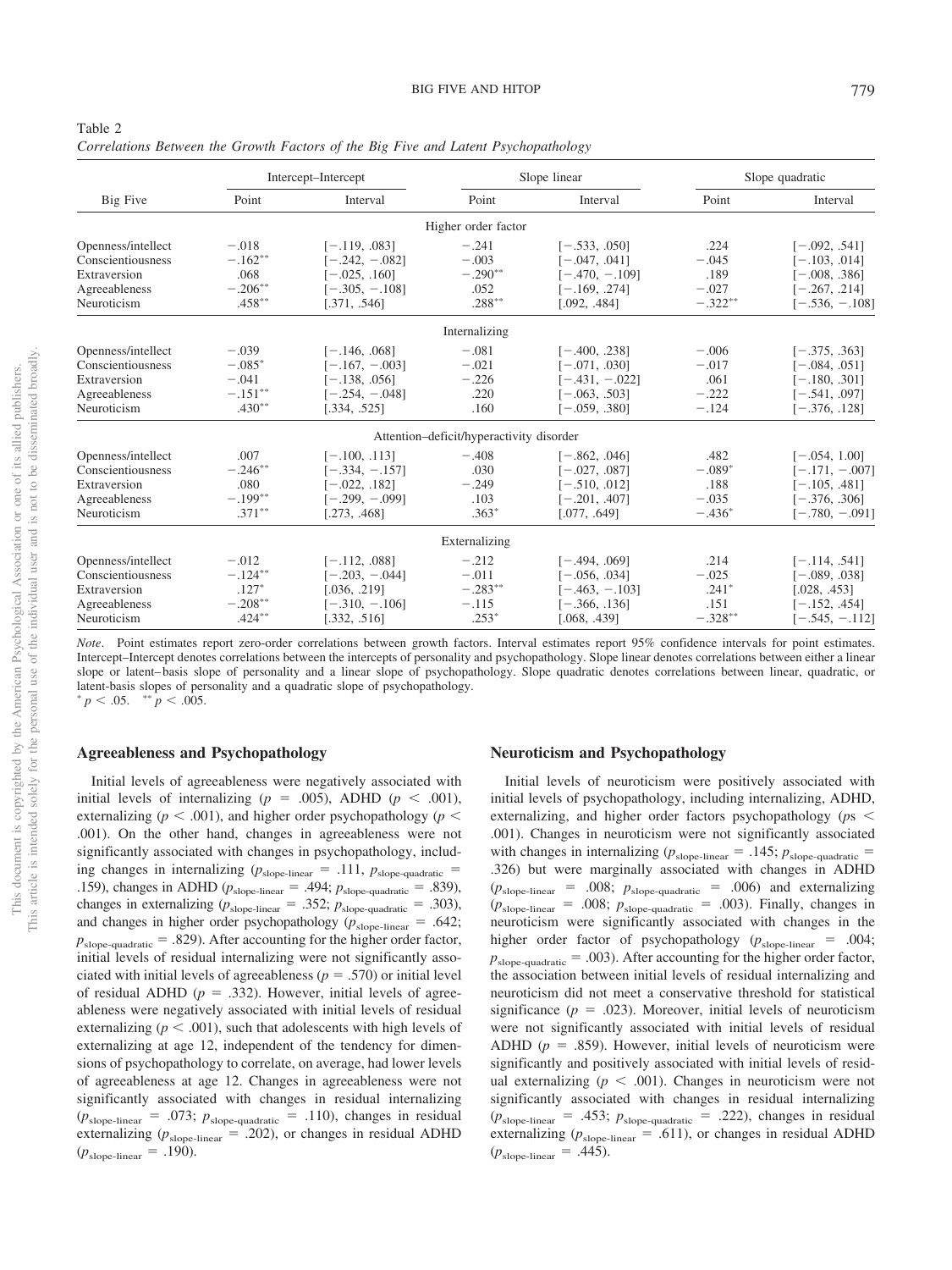Table 2
*Correlations Between the Growth Factors of the Big Five and Latent Psychopathology*

| Big Five | Intercept–Intercept | | Slope linear | | Slope quadratic | |
|---|---|---|---|---|---|---|
| | Point | Interval | Point | Interval | Point | Interval |
| **Higher order factor** | | | | | | |
| Openness/intellect | −.018 | [−.119, .083] | −.241 | [−.533, .050] | .224 | [−.092, .541] |
| Conscientiousness | −.162** | [−.242, −.082] | −.003 | [−.047, .041] | −.045 | [−.103, .014] |
| Extraversion | .068 | [−.025, .160] | −.290** | [−.470, −.109] | .189 | [−.008, .386] |
| Agreeableness | −.206** | [−.305, −.108] | .052 | [−.169, .274] | −.027 | [−.267, .214] |
| Neuroticism | .458** | [.371, .546] | .288** | [.092, .484] | −.322** | [−.536, −.108] |
| **Internalizing** | | | | | | |
| Openness/intellect | −.039 | [−.146, .068] | −.081 | [−.400, .238] | −.006 | [−.375, .363] |
| Conscientiousness | −.085* | [−.167, −.003] | −.021 | [−.071, .030] | −.017 | [−.084, .051] |
| Extraversion | −.041 | [−.138, .056] | −.226 | [−.431, −.022] | .061 | [−.180, .301] |
| Agreeableness | −.151** | [−.254, −.048] | .220 | [−.063, .503] | −.222 | [−.541, .097] |
| Neuroticism | .430** | [.334, .525] | .160 | [−.059, .380] | −.124 | [−.376, .128] |
| **Attention–deficit/hyperactivity disorder** | | | | | | |
| Openness/intellect | .007 | [−.100, .113] | −.408 | [−.862, .046] | .482 | [−.054, 1.00] |
| Conscientiousness | −.246** | [−.334, −.157] | .030 | [−.027, .087] | −.089* | [−.171, −.007] |
| Extraversion | .080 | [−.022, .182] | −.249 | [−.510, .012] | .188 | [−.105, .481] |
| Agreeableness | −.199** | [−.299, −.099] | .103 | [−.201, .407] | −.035 | [−.376, .306] |
| Neuroticism | .371** | [.273, .468] | .363* | [.077, .649] | −.436* | [−.780, −.091] |
| **Externalizing** | | | | | | |
| Openness/intellect | −.012 | [−.112, .088] | −.212 | [−.494, .069] | .214 | [−.114, .541] |
| Conscientiousness | −.124** | [−.203, −.044] | −.011 | [−.056, .034] | −.025 | [−.089, .038] |
| Extraversion | .127* | [.036, .219] | −.283** | [−.463, −.103] | .241* | [.028, .453] |
| Agreeableness | −.208** | [−.310, −.106] | −.115 | [−.366, .136] | .151 | [−.152, .454] |
| Neuroticism | .424** | [.332, .516] | .253* | [.068, .439] | −.328** | [−.545, −.112] |

*Note*. Point estimates report zero-order correlations between growth factors. Interval estimates report 95% confidence intervals for point estimates. Intercept–Intercept denotes correlations between the intercepts of personality and psychopathology. Slope linear denotes correlations between either a linear slope or latent–basis slope of personality and a linear slope of psychopathology. Slope quadratic denotes correlations between linear, quadratic, or latent-basis slopes of personality and a quadratic slope of psychopathology.
* $p < .05$. ** $p < .005$.

### Agreeableness and Psychopathology

Initial levels of agreeableness were negatively associated with initial levels of internalizing ($p = .005$), ADHD ($p < .001$), externalizing ($p < .001$), and higher order psychopathology ($p < .001$). On the other hand, changes in agreeableness were not significantly associated with changes in psychopathology, including changes in internalizing ($p_{\text{slope-linear}} = .111$, $p_{\text{slope-quadratic}} = .159$), changes in ADHD ($p_{\text{slope-linear}} = .494$; $p_{\text{slope-quadratic}} = .839$), changes in externalizing ($p_{\text{slope-linear}} = .352$; $p_{\text{slope-quadratic}} = .303$), and changes in higher order psychopathology ($p_{\text{slope-linear}} = .642$; $p_{\text{slope-quadratic}} = .829$). After accounting for the higher order factor, initial levels of residual internalizing were not significantly associated with initial levels of agreeableness ($p = .570$) or initial level of residual ADHD ($p = .332$). However, initial levels of agreeableness were negatively associated with initial levels of residual externalizing ($p < .001$), such that adolescents with high levels of externalizing at age 12, independent of the tendency for dimensions of psychopathology to correlate, on average, had lower levels of agreeableness at age 12. Changes in agreeableness were not significantly associated with changes in residual internalizing ($p_{\text{slope-linear}} = .073$; $p_{\text{slope-quadratic}} = .110$), changes in residual externalizing ($p_{\text{slope-linear}} = .202$), or changes in residual ADHD ($p_{\text{slope-linear}} = .190$).

### Neuroticism and Psychopathology

Initial levels of neuroticism were positively associated with initial levels of psychopathology, including internalizing, ADHD, externalizing, and higher order factors psychopathology ($p$s $< .001$). Changes in neuroticism were not significantly associated with changes in internalizing ($p_{\text{slope-linear}} = .145$; $p_{\text{slope-quadratic}} = .326$) but were marginally associated with changes in ADHD ($p_{\text{slope-linear}} = .008$; $p_{\text{slope-quadratic}} = .006$) and externalizing ($p_{\text{slope-linear}} = .008$; $p_{\text{slope-quadratic}} = .003$). Finally, changes in neuroticism were significantly associated with changes in the higher order factor of psychopathology ($p_{\text{slope-linear}} = .004$; $p_{\text{slope-quadratic}} = .003$). After accounting for the higher order factor, the association between initial levels of residual internalizing and neuroticism did not meet a conservative threshold for statistical significance ($p = .023$). Moreover, initial levels of neuroticism were not significantly associated with initial levels of residual ADHD ($p = .859$). However, initial levels of neuroticism were significantly and positively associated with initial levels of residual externalizing ($p < .001$). Changes in neuroticism were not significantly associated with changes in residual internalizing ($p_{\text{slope-linear}} = .453$; $p_{\text{slope-quadratic}} = .222$), changes in residual externalizing ($p_{\text{slope-linear}} = .611$), or changes in residual ADHD ($p_{\text{slope-linear}} = .445$).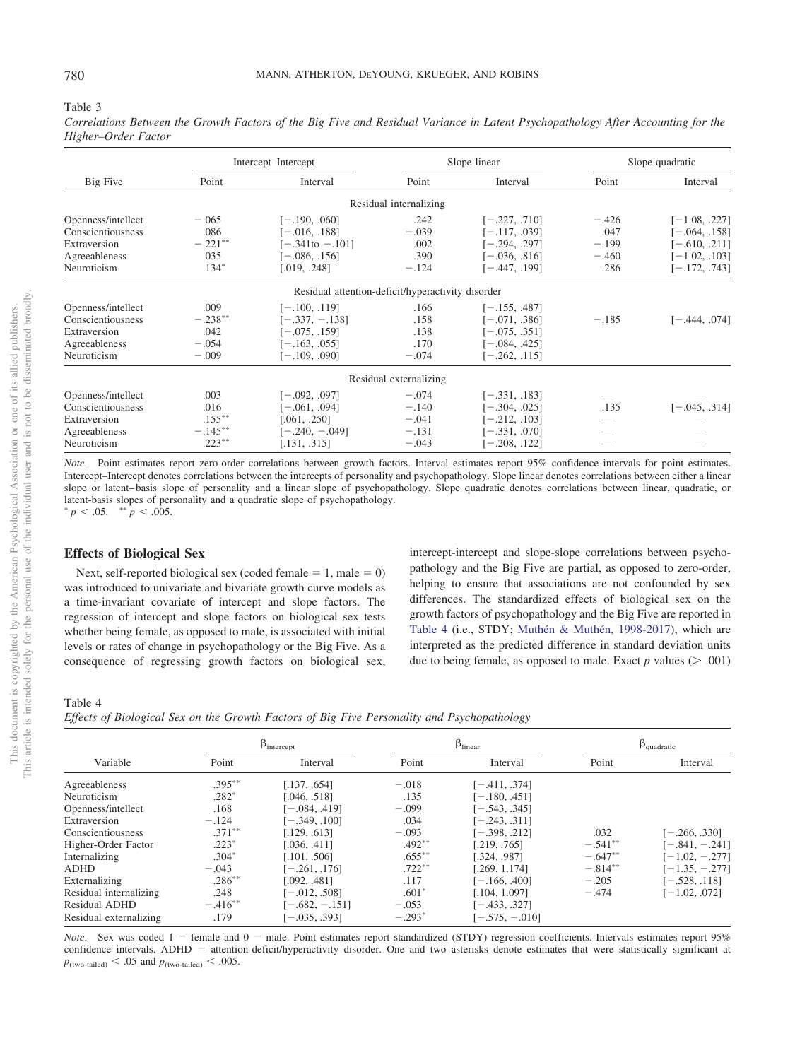Table 3

*Correlations Between the Growth Factors of the Big Five and Residual Variance in Latent Psychopathology After Accounting for the Higher–Order Factor*

| Big Five | Intercept–Intercept | | Slope linear | | Slope quadratic | |
|---|---|---|---|---|---|---|
| | Point | Interval | Point | Interval | Point | Interval |
| **Residual internalizing** | | | | | | |
| Openness/intellect | −.065 | [−.190, .060] | .242 | [−.227, .710] | −.426 | [−1.08, .227] |
| Conscientiousness | .086 | [−.016, .188] | −.039 | [−.117, .039] | .047 | [−.064, .158] |
| Extraversion | −.221** | [−.341to −.101] | .002 | [−.294, .297] | −.199 | [−.610, .211] |
| Agreeableness | .035 | [−.086, .156] | .390 | [−.036, .816] | −.460 | [−1.02, .103] |
| Neuroticism | .134* | [.019, .248] | −.124 | [−.447, .199] | .286 | [−.172, .743] |
| **Residual attention-deficit/hyperactivity disorder** | | | | | | |
| Openness/intellect | .009 | [−.100, .119] | .166 | [−.155, .487] | | |
| Conscientiousness | −.238** | [−.337, −.138] | .158 | [−.071, .386] | −.185 | [−.444, .074] |
| Extraversion | .042 | [−.075, .159] | .138 | [−.075, .351] | | |
| Agreeableness | −.054 | [−.163, .055] | .170 | [−.084, .425] | | |
| Neuroticism | −.009 | [−.109, .090] | −.074 | [−.262, .115] | | |
| **Residual externalizing** | | | | | | |
| Openness/intellect | .003 | [−.092, .097] | −.074 | [−.331, .183] | — | — |
| Conscientiousness | .016 | [−.061, .094] | −.140 | [−.304, .025] | .135 | [−.045, .314] |
| Extraversion | .155** | [.061, .250] | −.041 | [−.212, .103] | — | — |
| Agreeableness | −.145** | [−.240, −.049] | −.131 | [−.331, .070] | — | — |
| Neuroticism | .223** | [.131, .315] | −.043 | [−.208, .122] | — | — |

*Note*. Point estimates report zero-order correlations between growth factors. Interval estimates report 95% confidence intervals for point estimates. Intercept–Intercept denotes correlations between the intercepts of personality and psychopathology. Slope linear denotes correlations between either a linear slope or latent–basis slope of personality and a linear slope of psychopathology. Slope quadratic denotes correlations between linear, quadratic, or latent-basis slopes of personality and a quadratic slope of psychopathology.
\* $p < .05$. \*\* $p < .005$.

### Effects of Biological Sex

Next, self-reported biological sex (coded female = 1, male = 0) was introduced to univariate and bivariate growth curve models as a time-invariant covariate of intercept and slope factors. The regression of intercept and slope factors on biological sex tests whether being female, as opposed to male, is associated with initial levels or rates of change in psychopathology or the Big Five. As a consequence of regressing growth factors on biological sex, intercept-intercept and slope-slope correlations between psychopathology and the Big Five are partial, as opposed to zero-order, helping to ensure that associations are not confounded by sex differences. The standardized effects of biological sex on the growth factors of psychopathology and the Big Five are reported in Table 4 (i.e., STDY; Muthén & Muthén, 1998-2017), which are interpreted as the predicted difference in standard deviation units due to being female, as opposed to male. Exact *p* values (> .001)

Table 4

*Effects of Biological Sex on the Growth Factors of Big Five Personality and Psychopathology*

| Variable | $\beta_{intercept}$ | | $\beta_{linear}$ | | $\beta_{quadratic}$ | |
|---|---|---|---|---|---|---|
| | Point | Interval | Point | Interval | Point | Interval |
| Agreeableness | .395** | [.137, .654] | −.018 | [−.411, .374] | | |
| Neuroticism | .282* | [.046, .518] | .135 | [−.180, .451] | | |
| Openness/intellect | .168 | [−.084, .419] | −.099 | [−.543, .345] | | |
| Extraversion | −.124 | [−.349, .100] | .034 | [−.243, .311] | | |
| Conscientiousness | .371** | [.129, .613] | −.093 | [−.398, .212] | .032 | [−.266, .330] |
| Higher-Order Factor | .223* | [.036, .411] | .492** | [.219, .765] | −.541** | [−.841, −.241] |
| Internalizing | .304* | [.101, .506] | .655** | [.324, .987] | −.647** | [−1.02, −.277] |
| ADHD | −.043 | [−.261, .176] | .722** | [.269, 1.174] | −.814** | [−1.35, −.277] |
| Externalizing | .286** | [.092, .481] | .117 | [−.166, .400] | −.205 | [−.528, .118] |
| Residual internalizing | .248 | [−.012, .508] | .601* | [.104, 1.097] | −.474 | [−1.02, .072] |
| Residual ADHD | −.416** | [−.682, −.151] | −.053 | [−.433, .327] | | |
| Residual externalizing | .179 | [−.035, .393] | −.293* | [−.575, −.010] | | |

*Note*. Sex was coded 1 = female and 0 = male. Point estimates report standardized (STDY) regression coefficients. Intervals estimates report 95% confidence intervals. ADHD = attention-deficit/hyperactivity disorder. One and two asterisks denote estimates that were statistically significant at $p_{(\text{two-tailed})} < .05$ and $p_{(\text{two-tailed})} < .005$.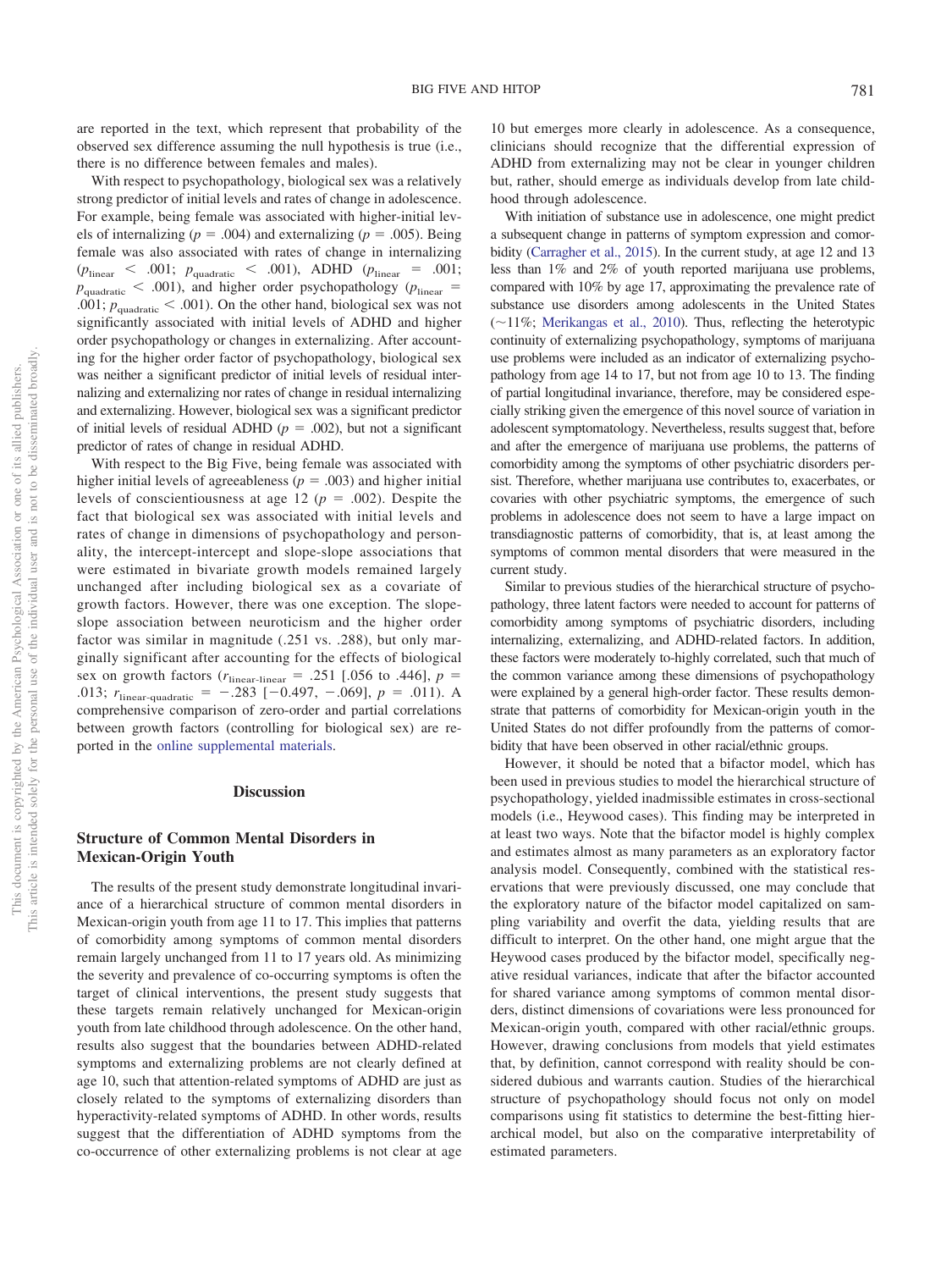are reported in the text, which represent that probability of the observed sex difference assuming the null hypothesis is true (i.e., there is no difference between females and males).

With respect to psychopathology, biological sex was a relatively strong predictor of initial levels and rates of change in adolescence. For example, being female was associated with higher-initial levels of internalizing ($p$ = .004) and externalizing ($p$ = .005). Being female was also associated with rates of change in internalizing ($p_{\text{linear}}$ < .001; $p_{\text{quadratic}}$ < .001), ADHD ($p_{\text{linear}}$ = .001; $p_{\text{quadratic}}$ < .001), and higher order psychopathology ($p_{\text{linear}}$ = .001; $p_{\text{quadratic}}$ < .001). On the other hand, biological sex was not significantly associated with initial levels of ADHD and higher order psychopathology or changes in externalizing. After accounting for the higher order factor of psychopathology, biological sex was neither a significant predictor of initial levels of residual internalizing and externalizing nor rates of change in residual internalizing and externalizing. However, biological sex was a significant predictor of initial levels of residual ADHD ($p$ = .002), but not a significant predictor of rates of change in residual ADHD.

With respect to the Big Five, being female was associated with higher initial levels of agreeableness ($p$ = .003) and higher initial levels of conscientiousness at age 12 ($p$ = .002). Despite the fact that biological sex was associated with initial levels and rates of change in dimensions of psychopathology and personality, the intercept-intercept and slope-slope associations that were estimated in bivariate growth models remained largely unchanged after including biological sex as a covariate of growth factors. However, there was one exception. The slope-slope association between neuroticism and the higher order factor was similar in magnitude (.251 vs. .288), but only marginally significant after accounting for the effects of biological sex on growth factors ($r_{\text{linear-linear}}$ = .251 [.056 to .446], $p$ = .013; $r_{\text{linear-quadratic}}$ = −.283 [−0.497, −.069], $p$ = .011). A comprehensive comparison of zero-order and partial correlations between growth factors (controlling for biological sex) are reported in the online supplemental materials.

## Discussion

### Structure of Common Mental Disorders in Mexican-Origin Youth

The results of the present study demonstrate longitudinal invariance of a hierarchical structure of common mental disorders in Mexican-origin youth from age 11 to 17. This implies that patterns of comorbidity among symptoms of common mental disorders remain largely unchanged from 11 to 17 years old. As minimizing the severity and prevalence of co-occurring symptoms is often the target of clinical interventions, the present study suggests that these targets remain relatively unchanged for Mexican-origin youth from late childhood through adolescence. On the other hand, results also suggest that the boundaries between ADHD-related symptoms and externalizing problems are not clearly defined at age 10, such that attention-related symptoms of ADHD are just as closely related to the symptoms of externalizing disorders than hyperactivity-related symptoms of ADHD. In other words, results suggest that the differentiation of ADHD symptoms from the co-occurrence of other externalizing problems is not clear at age 10 but emerges more clearly in adolescence. As a consequence, clinicians should recognize that the differential expression of ADHD from externalizing may not be clear in younger children but, rather, should emerge as individuals develop from late childhood through adolescence.

With initiation of substance use in adolescence, one might predict a subsequent change in patterns of symptom expression and comorbidity (Carragher et al., 2015). In the current study, at age 12 and 13 less than 1% and 2% of youth reported marijuana use problems, compared with 10% by age 17, approximating the prevalence rate of substance use disorders among adolescents in the United States (~11%; Merikangas et al., 2010). Thus, reflecting the heterotypic continuity of externalizing psychopathology, symptoms of marijuana use problems were included as an indicator of externalizing psychopathology from age 14 to 17, but not from age 10 to 13. The finding of partial longitudinal invariance, therefore, may be considered especially striking given the emergence of this novel source of variation in adolescent symptomatology. Nevertheless, results suggest that, before and after the emergence of marijuana use problems, the patterns of comorbidity among the symptoms of other psychiatric disorders persist. Therefore, whether marijuana use contributes to, exacerbates, or covaries with other psychiatric symptoms, the emergence of such problems in adolescence does not seem to have a large impact on transdiagnostic patterns of comorbidity, that is, at least among the symptoms of common mental disorders that were measured in the current study.

Similar to previous studies of the hierarchical structure of psychopathology, three latent factors were needed to account for patterns of comorbidity among symptoms of psychiatric disorders, including internalizing, externalizing, and ADHD-related factors. In addition, these factors were moderately to-highly correlated, such that much of the common variance among these dimensions of psychopathology were explained by a general high-order factor. These results demonstrate that patterns of comorbidity for Mexican-origin youth in the United States do not differ profoundly from the patterns of comorbidity that have been observed in other racial/ethnic groups.

However, it should be noted that a bifactor model, which has been used in previous studies to model the hierarchical structure of psychopathology, yielded inadmissible estimates in cross-sectional models (i.e., Heywood cases). This finding may be interpreted in at least two ways. Note that the bifactor model is highly complex and estimates almost as many parameters as an exploratory factor analysis model. Consequently, combined with the statistical reservations that were previously discussed, one may conclude that the exploratory nature of the bifactor model capitalized on sampling variability and overfit the data, yielding results that are difficult to interpret. On the other hand, one might argue that the Heywood cases produced by the bifactor model, specifically negative residual variances, indicate that after the bifactor accounted for shared variance among symptoms of common mental disorders, distinct dimensions of covariations were less pronounced for Mexican-origin youth, compared with other racial/ethnic groups. However, drawing conclusions from models that yield estimates that, by definition, cannot correspond with reality should be considered dubious and warrants caution. Studies of the hierarchical structure of psychopathology should focus not only on model comparisons using fit statistics to determine the best-fitting hierarchical model, but also on the comparative interpretability of estimated parameters.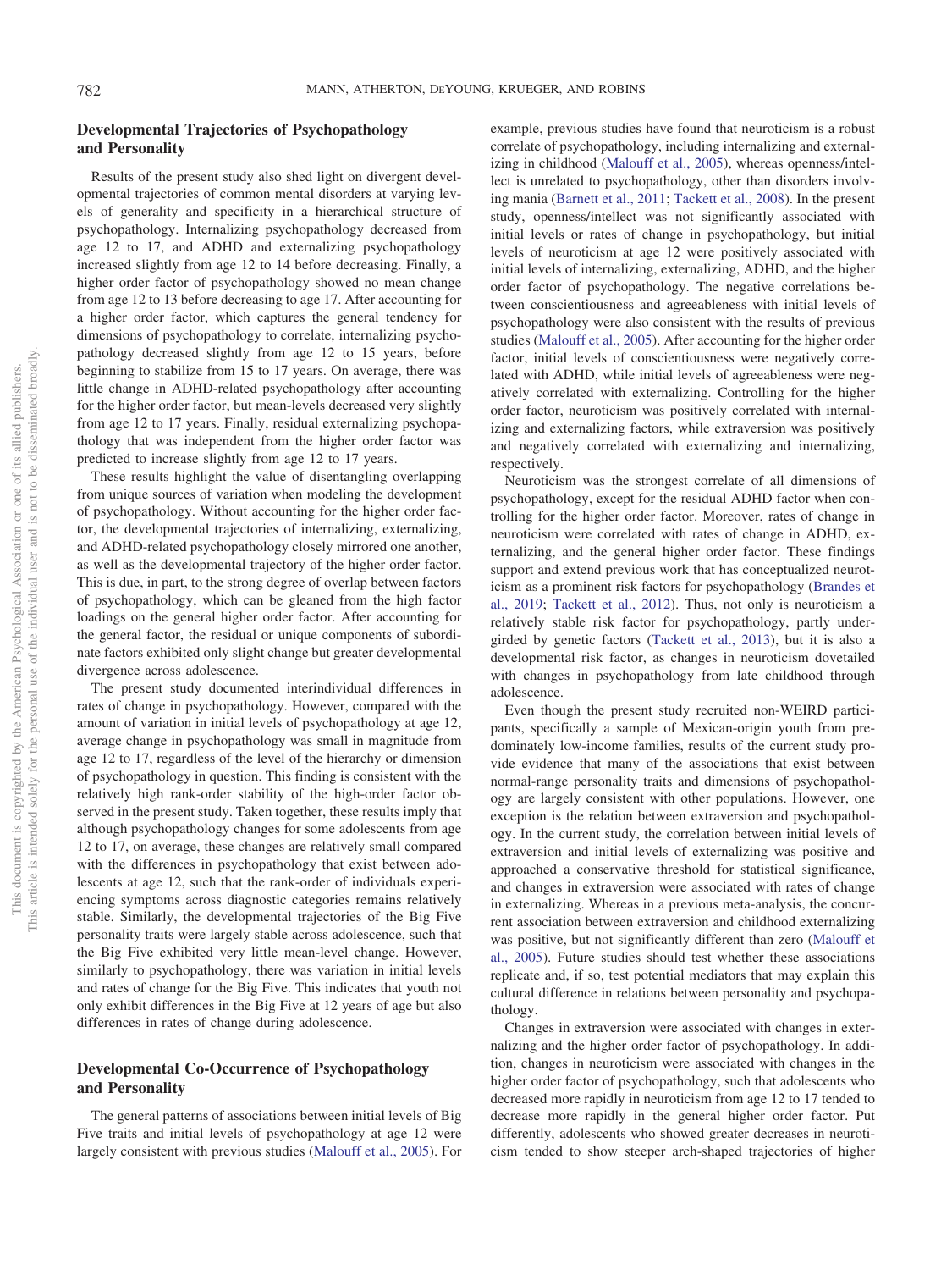## Developmental Trajectories of Psychopathology and Personality

Results of the present study also shed light on divergent developmental trajectories of common mental disorders at varying levels of generality and specificity in a hierarchical structure of psychopathology. Internalizing psychopathology decreased from age 12 to 17, and ADHD and externalizing psychopathology increased slightly from age 12 to 14 before decreasing. Finally, a higher order factor of psychopathology showed no mean change from age 12 to 13 before decreasing to age 17. After accounting for a higher order factor, which captures the general tendency for dimensions of psychopathology to correlate, internalizing psychopathology decreased slightly from age 12 to 15 years, before beginning to stabilize from 15 to 17 years. On average, there was little change in ADHD-related psychopathology after accounting for the higher order factor, but mean-levels decreased very slightly from age 12 to 17 years. Finally, residual externalizing psychopathology that was independent from the higher order factor was predicted to increase slightly from age 12 to 17 years.

These results highlight the value of disentangling overlapping from unique sources of variation when modeling the development of psychopathology. Without accounting for the higher order factor, the developmental trajectories of internalizing, externalizing, and ADHD-related psychopathology closely mirrored one another, as well as the developmental trajectory of the higher order factor. This is due, in part, to the strong degree of overlap between factors of psychopathology, which can be gleaned from the high factor loadings on the general higher order factor. After accounting for the general factor, the residual or unique components of subordinate factors exhibited only slight change but greater developmental divergence across adolescence.

The present study documented interindividual differences in rates of change in psychopathology. However, compared with the amount of variation in initial levels of psychopathology at age 12, average change in psychopathology was small in magnitude from age 12 to 17, regardless of the level of the hierarchy or dimension of psychopathology in question. This finding is consistent with the relatively high rank-order stability of the high-order factor observed in the present study. Taken together, these results imply that although psychopathology changes for some adolescents from age 12 to 17, on average, these changes are relatively small compared with the differences in psychopathology that exist between adolescents at age 12, such that the rank-order of individuals experiencing symptoms across diagnostic categories remains relatively stable. Similarly, the developmental trajectories of the Big Five personality traits were largely stable across adolescence, such that the Big Five exhibited very little mean-level change. However, similarly to psychopathology, there was variation in initial levels and rates of change for the Big Five. This indicates that youth not only exhibit differences in the Big Five at 12 years of age but also differences in rates of change during adolescence.

## Developmental Co-Occurrence of Psychopathology and Personality

The general patterns of associations between initial levels of Big Five traits and initial levels of psychopathology at age 12 were largely consistent with previous studies (Malouff et al., 2005). For example, previous studies have found that neuroticism is a robust correlate of psychopathology, including internalizing and externalizing in childhood (Malouff et al., 2005), whereas openness/intellect is unrelated to psychopathology, other than disorders involving mania (Barnett et al., 2011; Tackett et al., 2008). In the present study, openness/intellect was not significantly associated with initial levels or rates of change in psychopathology, but initial levels of neuroticism at age 12 were positively associated with initial levels of internalizing, externalizing, ADHD, and the higher order factor of psychopathology. The negative correlations between conscientiousness and agreeableness with initial levels of psychopathology were also consistent with the results of previous studies (Malouff et al., 2005). After accounting for the higher order factor, initial levels of conscientiousness were negatively correlated with ADHD, while initial levels of agreeableness were negatively correlated with externalizing. Controlling for the higher order factor, neuroticism was positively correlated with internalizing and externalizing factors, while extraversion was positively and negatively correlated with externalizing and internalizing, respectively.

Neuroticism was the strongest correlate of all dimensions of psychopathology, except for the residual ADHD factor when controlling for the higher order factor. Moreover, rates of change in neuroticism were correlated with rates of change in ADHD, externalizing, and the general higher order factor. These findings support and extend previous work that has conceptualized neuroticism as a prominent risk factors for psychopathology (Brandes et al., 2019; Tackett et al., 2012). Thus, not only is neuroticism a relatively stable risk factor for psychopathology, partly undergirded by genetic factors (Tackett et al., 2013), but it is also a developmental risk factor, as changes in neuroticism dovetailed with changes in psychopathology from late childhood through adolescence.

Even though the present study recruited non-WEIRD participants, specifically a sample of Mexican-origin youth from predominately low-income families, results of the current study provide evidence that many of the associations that exist between normal-range personality traits and dimensions of psychopathology are largely consistent with other populations. However, one exception is the relation between extraversion and psychopathology. In the current study, the correlation between initial levels of extraversion and initial levels of externalizing was positive and approached a conservative threshold for statistical significance, and changes in extraversion were associated with rates of change in externalizing. Whereas in a previous meta-analysis, the concurrent association between extraversion and childhood externalizing was positive, but not significantly different than zero (Malouff et al., 2005). Future studies should test whether these associations replicate and, if so, test potential mediators that may explain this cultural difference in relations between personality and psychopathology.

Changes in extraversion were associated with changes in externalizing and the higher order factor of psychopathology. In addition, changes in neuroticism were associated with changes in the higher order factor of psychopathology, such that adolescents who decreased more rapidly in neuroticism from age 12 to 17 tended to decrease more rapidly in the general higher order factor. Put differently, adolescents who showed greater decreases in neuroticism tended to show steeper arch-shaped trajectories of higher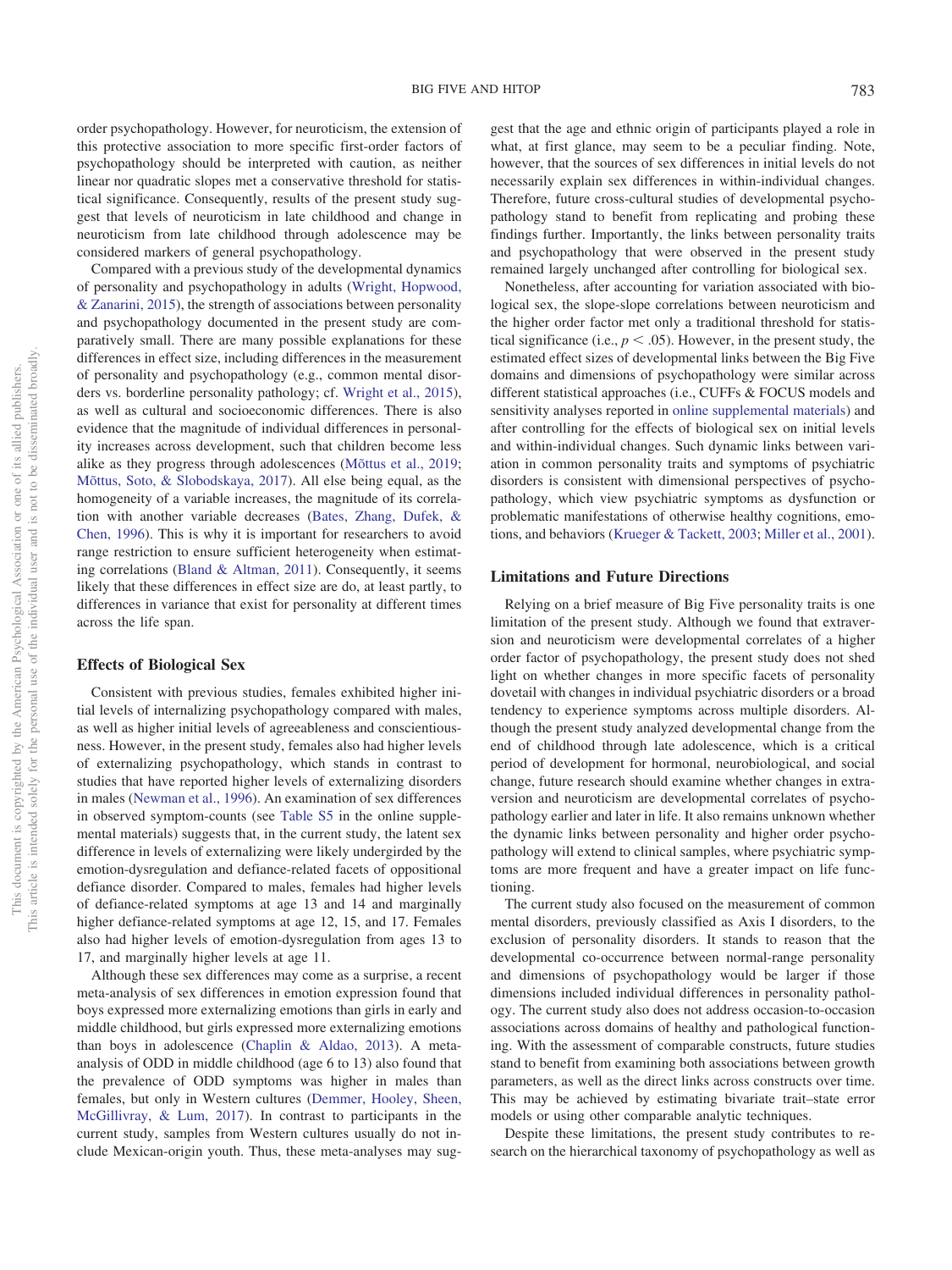order psychopathology. However, for neuroticism, the extension of this protective association to more specific first-order factors of psychopathology should be interpreted with caution, as neither linear nor quadratic slopes met a conservative threshold for statistical significance. Consequently, results of the present study suggest that levels of neuroticism in late childhood and change in neuroticism from late childhood through adolescence may be considered markers of general psychopathology.

Compared with a previous study of the developmental dynamics of personality and psychopathology in adults (Wright, Hopwood, & Zanarini, 2015), the strength of associations between personality and psychopathology documented in the present study are comparatively small. There are many possible explanations for these differences in effect size, including differences in the measurement of personality and psychopathology (e.g., common mental disorders vs. borderline personality pathology; cf. Wright et al., 2015), as well as cultural and socioeconomic differences. There is also evidence that the magnitude of individual differences in personality increases across development, such that children become less alike as they progress through adolescences (Mõttus et al., 2019; Mõttus, Soto, & Slobodskaya, 2017). All else being equal, as the homogeneity of a variable increases, the magnitude of its correlation with another variable decreases (Bates, Zhang, Dufek, & Chen, 1996). This is why it is important for researchers to avoid range restriction to ensure sufficient heterogeneity when estimating correlations (Bland & Altman, 2011). Consequently, it seems likely that these differences in effect size are do, at least partly, to differences in variance that exist for personality at different times across the life span.

## Effects of Biological Sex

Consistent with previous studies, females exhibited higher initial levels of internalizing psychopathology compared with males, as well as higher initial levels of agreeableness and conscientiousness. However, in the present study, females also had higher levels of externalizing psychopathology, which stands in contrast to studies that have reported higher levels of externalizing disorders in males (Newman et al., 1996). An examination of sex differences in observed symptom-counts (see Table S5 in the online supplemental materials) suggests that, in the current study, the latent sex difference in levels of externalizing were likely undergirded by the emotion-dysregulation and defiance-related facets of oppositional defiance disorder. Compared to males, females had higher levels of defiance-related symptoms at age 13 and 14 and marginally higher defiance-related symptoms at age 12, 15, and 17. Females also had higher levels of emotion-dysregulation from ages 13 to 17, and marginally higher levels at age 11.

Although these sex differences may come as a surprise, a recent meta-analysis of sex differences in emotion expression found that boys expressed more externalizing emotions than girls in early and middle childhood, but girls expressed more externalizing emotions than boys in adolescence (Chaplin & Aldao, 2013). A meta-analysis of ODD in middle childhood (age 6 to 13) also found that the prevalence of ODD symptoms was higher in males than females, but only in Western cultures (Demmer, Hooley, Sheen, McGillivray, & Lum, 2017). In contrast to participants in the current study, samples from Western cultures usually do not include Mexican-origin youth. Thus, these meta-analyses may suggest that the age and ethnic origin of participants played a role in what, at first glance, may seem to be a peculiar finding. Note, however, that the sources of sex differences in initial levels do not necessarily explain sex differences in within-individual changes. Therefore, future cross-cultural studies of developmental psychopathology stand to benefit from replicating and probing these findings further. Importantly, the links between personality traits and psychopathology that were observed in the present study remained largely unchanged after controlling for biological sex.

Nonetheless, after accounting for variation associated with biological sex, the slope-slope correlations between neuroticism and the higher order factor met only a traditional threshold for statistical significance (i.e., $p < .05$). However, in the present study, the estimated effect sizes of developmental links between the Big Five domains and dimensions of psychopathology were similar across different statistical approaches (i.e., CUFFs & FOCUS models and sensitivity analyses reported in online supplemental materials) and after controlling for the effects of biological sex on initial levels and within-individual changes. Such dynamic links between variation in common personality traits and symptoms of psychiatric disorders is consistent with dimensional perspectives of psychopathology, which view psychiatric symptoms as dysfunction or problematic manifestations of otherwise healthy cognitions, emotions, and behaviors (Krueger & Tackett, 2003; Miller et al., 2001).

## Limitations and Future Directions

Relying on a brief measure of Big Five personality traits is one limitation of the present study. Although we found that extraversion and neuroticism were developmental correlates of a higher order factor of psychopathology, the present study does not shed light on whether changes in more specific facets of personality dovetail with changes in individual psychiatric disorders or a broad tendency to experience symptoms across multiple disorders. Although the present study analyzed developmental change from the end of childhood through late adolescence, which is a critical period of development for hormonal, neurobiological, and social change, future research should examine whether changes in extraversion and neuroticism are developmental correlates of psychopathology earlier and later in life. It also remains unknown whether the dynamic links between personality and higher order psychopathology will extend to clinical samples, where psychiatric symptoms are more frequent and have a greater impact on life functioning.

The current study also focused on the measurement of common mental disorders, previously classified as Axis I disorders, to the exclusion of personality disorders. It stands to reason that the developmental co-occurrence between normal-range personality and dimensions of psychopathology would be larger if those dimensions included individual differences in personality pathology. The current study also does not address occasion-to-occasion associations across domains of healthy and pathological functioning. With the assessment of comparable constructs, future studies stand to benefit from examining both associations between growth parameters, as well as the direct links across constructs over time. This may be achieved by estimating bivariate trait–state error models or using other comparable analytic techniques.

Despite these limitations, the present study contributes to research on the hierarchical taxonomy of psychopathology as well as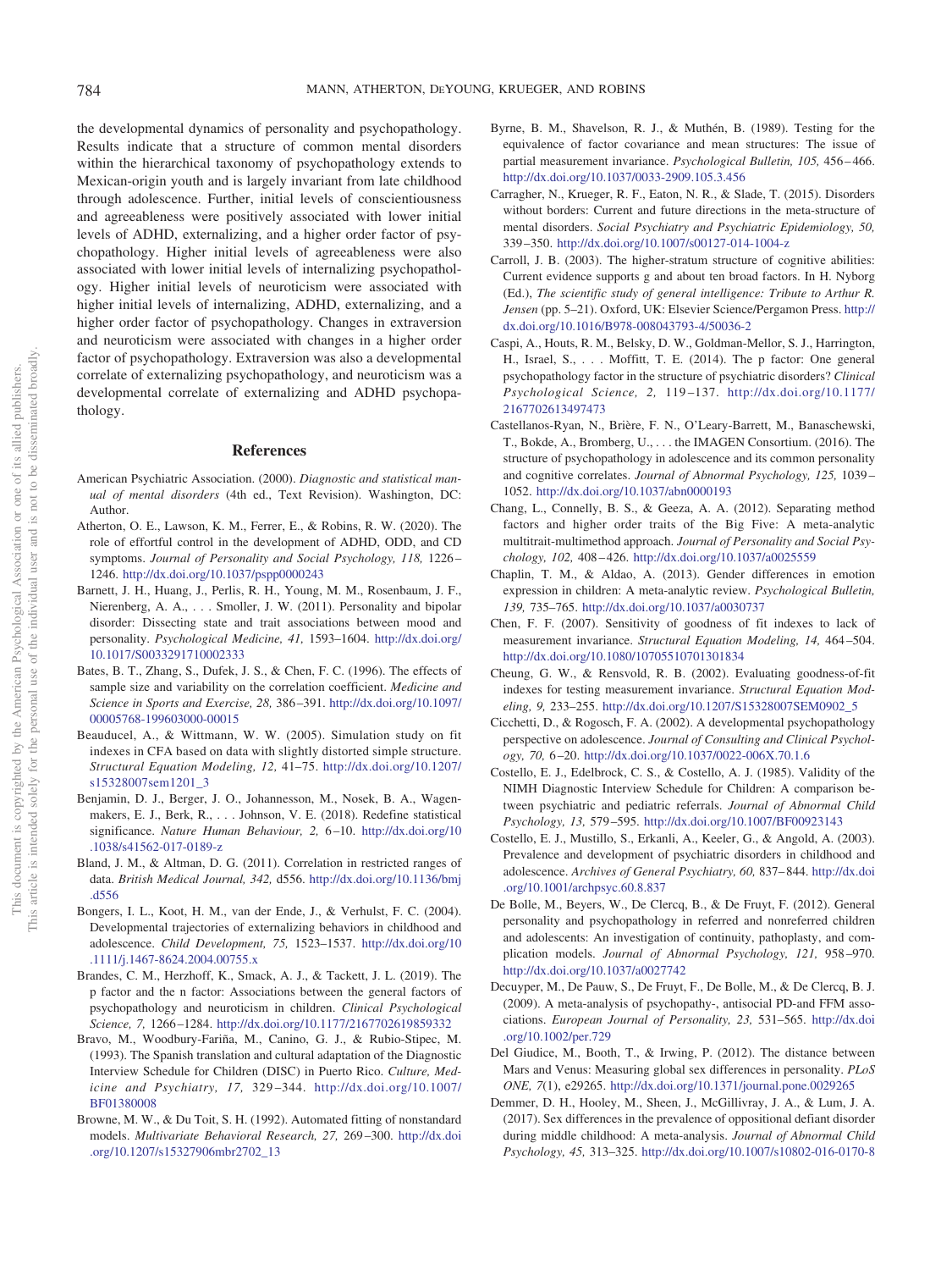the developmental dynamics of personality and psychopathology. Results indicate that a structure of common mental disorders within the hierarchical taxonomy of psychopathology extends to Mexican-origin youth and is largely invariant from late childhood through adolescence. Further, initial levels of conscientiousness and agreeableness were positively associated with lower initial levels of ADHD, externalizing, and a higher order factor of psychopathology. Higher initial levels of agreeableness were also associated with lower initial levels of internalizing psychopathology. Higher initial levels of neuroticism were associated with higher initial levels of internalizing, ADHD, externalizing, and a higher order factor of psychopathology. Changes in extraversion and neuroticism were associated with changes in a higher order factor of psychopathology. Extraversion was also a developmental correlate of externalizing psychopathology, and neuroticism was a developmental correlate of externalizing and ADHD psychopathology.

## References

American Psychiatric Association. (2000). *Diagnostic and statistical manual of mental disorders* (4th ed., Text Revision). Washington, DC: Author.

Atherton, O. E., Lawson, K. M., Ferrer, E., & Robins, R. W. (2020). The role of effortful control in the development of ADHD, ODD, and CD symptoms. *Journal of Personality and Social Psychology, 118,* 1226–1246. http://dx.doi.org/10.1037/pspp0000243

Barnett, J. H., Huang, J., Perlis, R. H., Young, M. M., Rosenbaum, J. F., Nierenberg, A. A., . . . Smoller, J. W. (2011). Personality and bipolar disorder: Dissecting state and trait associations between mood and personality. *Psychological Medicine, 41,* 1593–1604. http://dx.doi.org/10.1017/S0033291710002333

Bates, B. T., Zhang, S., Dufek, J. S., & Chen, F. C. (1996). The effects of sample size and variability on the correlation coefficient. *Medicine and Science in Sports and Exercise, 28,* 386–391. http://dx.doi.org/10.1097/00005768-199603000-00015

Beauducel, A., & Wittmann, W. W. (2005). Simulation study on fit indexes in CFA based on data with slightly distorted simple structure. *Structural Equation Modeling, 12,* 41–75. http://dx.doi.org/10.1207/s15328007sem1201_3

Benjamin, D. J., Berger, J. O., Johannesson, M., Nosek, B. A., Wagenmakers, E. J., Berk, R., . . . Johnson, V. E. (2018). Redefine statistical significance. *Nature Human Behaviour, 2,* 6–10. http://dx.doi.org/10.1038/s41562-017-0189-z

Bland, J. M., & Altman, D. G. (2011). Correlation in restricted ranges of data. *British Medical Journal, 342,* d556. http://dx.doi.org/10.1136/bmj.d556

Bongers, I. L., Koot, H. M., van der Ende, J., & Verhulst, F. C. (2004). Developmental trajectories of externalizing behaviors in childhood and adolescence. *Child Development, 75,* 1523–1537. http://dx.doi.org/10.1111/j.1467-8624.2004.00755.x

Brandes, C. M., Herzhoff, K., Smack, A. J., & Tackett, J. L. (2019). The p factor and the n factor: Associations between the general factors of psychopathology and neuroticism in children. *Clinical Psychological Science, 7,* 1266–1284. http://dx.doi.org/10.1177/2167702619859332

Bravo, M., Woodbury-Fariña, M., Canino, G. J., & Rubio-Stipec, M. (1993). The Spanish translation and cultural adaptation of the Diagnostic Interview Schedule for Children (DISC) in Puerto Rico. *Culture, Medicine and Psychiatry, 17,* 329–344. http://dx.doi.org/10.1007/BF01380008

Browne, M. W., & Du Toit, S. H. (1992). Automated fitting of nonstandard models. *Multivariate Behavioral Research, 27,* 269–300. http://dx.doi.org/10.1207/s15327906mbr2702_13

Byrne, B. M., Shavelson, R. J., & Muthén, B. (1989). Testing for the equivalence of factor covariance and mean structures: The issue of partial measurement invariance. *Psychological Bulletin, 105,* 456–466. http://dx.doi.org/10.1037/0033-2909.105.3.456

Carragher, N., Krueger, R. F., Eaton, N. R., & Slade, T. (2015). Disorders without borders: Current and future directions in the meta-structure of mental disorders. *Social Psychiatry and Psychiatric Epidemiology, 50,* 339–350. http://dx.doi.org/10.1007/s00127-014-1004-z

Carroll, J. B. (2003). The higher-stratum structure of cognitive abilities: Current evidence supports g and about ten broad factors. In H. Nyborg (Ed.), *The scientific study of general intelligence: Tribute to Arthur R. Jensen* (pp. 5–21). Oxford, UK: Elsevier Science/Pergamon Press. http://dx.doi.org/10.1016/B978-008043793-4/50036-2

Caspi, A., Houts, R. M., Belsky, D. W., Goldman-Mellor, S. J., Harrington, H., Israel, S., . . . Moffitt, T. E. (2014). The p factor: One general psychopathology factor in the structure of psychiatric disorders? *Clinical Psychological Science, 2,* 119–137. http://dx.doi.org/10.1177/2167702613497473

Castellanos-Ryan, N., Brière, F. N., O'Leary-Barrett, M., Banaschewski, T., Bokde, A., Bromberg, U., . . . the IMAGEN Consortium. (2016). The structure of psychopathology in adolescence and its common personality and cognitive correlates. *Journal of Abnormal Psychology, 125,* 1039–1052. http://dx.doi.org/10.1037/abn0000193

Chang, L., Connelly, B. S., & Geeza, A. A. (2012). Separating method factors and higher order traits of the Big Five: A meta-analytic multitrait-multimethod approach. *Journal of Personality and Social Psychology, 102,* 408–426. http://dx.doi.org/10.1037/a0025559

Chaplin, T. M., & Aldao, A. (2013). Gender differences in emotion expression in children: A meta-analytic review. *Psychological Bulletin, 139,* 735–765. http://dx.doi.org/10.1037/a0030737

Chen, F. F. (2007). Sensitivity of goodness of fit indexes to lack of measurement invariance. *Structural Equation Modeling, 14,* 464–504. http://dx.doi.org/10.1080/10705510701301834

Cheung, G. W., & Rensvold, R. B. (2002). Evaluating goodness-of-fit indexes for testing measurement invariance. *Structural Equation Modeling, 9,* 233–255. http://dx.doi.org/10.1207/S15328007SEM0902_5

Cicchetti, D., & Rogosch, F. A. (2002). A developmental psychopathology perspective on adolescence. *Journal of Consulting and Clinical Psychology, 70,* 6–20. http://dx.doi.org/10.1037/0022-006X.70.1.6

Costello, E. J., Edelbrock, C. S., & Costello, A. J. (1985). Validity of the NIMH Diagnostic Interview Schedule for Children: A comparison between psychiatric and pediatric referrals. *Journal of Abnormal Child Psychology, 13,* 579–595. http://dx.doi.org/10.1007/BF00923143

Costello, E. J., Mustillo, S., Erkanli, A., Keeler, G., & Angold, A. (2003). Prevalence and development of psychiatric disorders in childhood and adolescence. *Archives of General Psychiatry, 60,* 837–844. http://dx.doi.org/10.1001/archpsyc.60.8.837

De Bolle, M., Beyers, W., De Clercq, B., & De Fruyt, F. (2012). General personality and psychopathology in referred and nonreferred children and adolescents: An investigation of continuity, pathoplasty, and complication models. *Journal of Abnormal Psychology, 121,* 958–970. http://dx.doi.org/10.1037/a0027742

Decuyper, M., De Pauw, S., De Fruyt, F., De Bolle, M., & De Clercq, B. J. (2009). A meta-analysis of psychopathy-, antisocial PD-and FFM associations. *European Journal of Personality, 23,* 531–565. http://dx.doi.org/10.1002/per.729

Del Giudice, M., Booth, T., & Irwing, P. (2012). The distance between Mars and Venus: Measuring global sex differences in personality. *PLoS ONE, 7*(1), e29265. http://dx.doi.org/10.1371/journal.pone.0029265

Demmer, D. H., Hooley, M., Sheen, J., McGillivray, J. A., & Lum, J. A. (2017). Sex differences in the prevalence of oppositional defiant disorder during middle childhood: A meta-analysis. *Journal of Abnormal Child Psychology, 45,* 313–325. http://dx.doi.org/10.1007/s10802-016-0170-8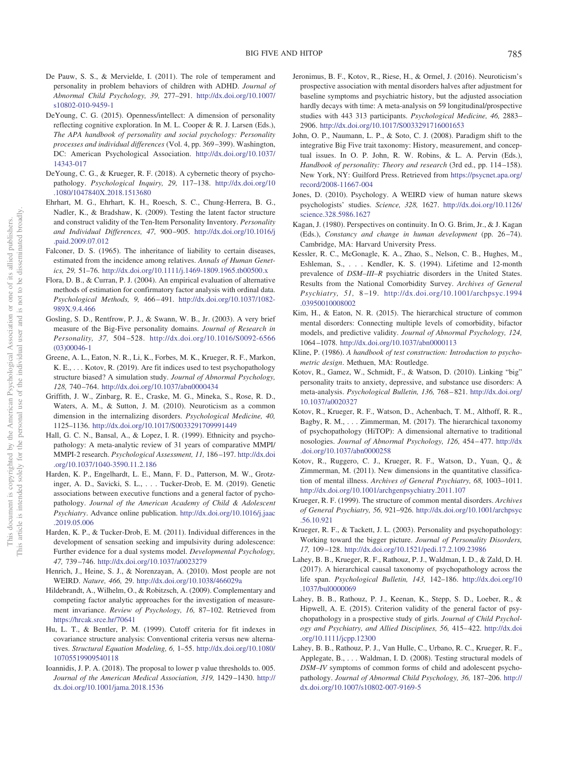De Pauw, S. S., & Mervielde, I. (2011). The role of temperament and personality in problem behaviors of children with ADHD. *Journal of Abnormal Child Psychology, 39,* 277–291. http://dx.doi.org/10.1007/s10802-010-9459-1

DeYoung, C. G. (2015). Openness/intellect: A dimension of personality reflecting cognitive exploration. In M. L. Cooper & R. J. Larsen (Eds.), *The APA handbook of personality and social psychology: Personality processes and individual differences* (Vol. 4, pp. 369–399). Washington, DC: American Psychological Association. http://dx.doi.org/10.1037/14343-017

DeYoung, C. G., & Krueger, R. F. (2018). A cybernetic theory of psychopathology. *Psychological Inquiry, 29,* 117–138. http://dx.doi.org/10.1080/1047840X.2018.1513680

Ehrhart, M. G., Ehrhart, K. H., Roesch, S. C., Chung-Herrera, B. G., Nadler, K., & Bradshaw, K. (2009). Testing the latent factor structure and construct validity of the Ten-Item Personality Inventory. *Personality and Individual Differences, 47,* 900–905. http://dx.doi.org/10.1016/j.paid.2009.07.012

Falconer, D. S. (1965). The inheritance of liability to certain diseases, estimated from the incidence among relatives. *Annals of Human Genetics, 29,* 51–76. http://dx.doi.org/10.1111/j.1469-1809.1965.tb00500.x

Flora, D. B., & Curran, P. J. (2004). An empirical evaluation of alternative methods of estimation for confirmatory factor analysis with ordinal data. *Psychological Methods, 9,* 466–491. http://dx.doi.org/10.1037/1082-989X.9.4.466

Gosling, S. D., Rentfrow, P. J., & Swann, W. B., Jr. (2003). A very brief measure of the Big-Five personality domains. *Journal of Research in Personality, 37,* 504–528. http://dx.doi.org/10.1016/S0092-6566(03)00046-1

Greene, A. L., Eaton, N. R., Li, K., Forbes, M. K., Krueger, R. F., Markon, K. E., . . . Kotov, R. (2019). Are fit indices used to test psychopathology structure biased? A simulation study. *Journal of Abnormal Psychology, 128,* 740–764. http://dx.doi.org/10.1037/abn0000434

Griffith, J. W., Zinbarg, R. E., Craske, M. G., Mineka, S., Rose, R. D., Waters, A. M., & Sutton, J. M. (2010). Neuroticism as a common dimension in the internalizing disorders. *Psychological Medicine, 40,* 1125–1136. http://dx.doi.org/10.1017/S0033291709991449

Hall, G. C. N., Bansal, A., & Lopez, I. R. (1999). Ethnicity and psychopathology: A meta-analytic review of 31 years of comparative MMPI/MMPI-2 research. *Psychological Assessment, 11,* 186–197. http://dx.doi.org/10.1037/1040-3590.11.2.186

Harden, K. P., Engelhardt, L. E., Mann, F. D., Patterson, M. W., Grotzinger, A. D., Savicki, S. L., . . . Tucker-Drob, E. M. (2019). Genetic associations between executive functions and a general factor of psychopathology. *Journal of the American Academy of Child & Adolescent Psychiatry*. Advance online publication. http://dx.doi.org/10.1016/j.jaac.2019.05.006

Harden, K. P., & Tucker-Drob, E. M. (2011). Individual differences in the development of sensation seeking and impulsivity during adolescence: Further evidence for a dual systems model. *Developmental Psychology, 47,* 739–746. http://dx.doi.org/10.1037/a0023279

Henrich, J., Heine, S. J., & Norenzayan, A. (2010). Most people are not WEIRD. *Nature, 466,* 29. http://dx.doi.org/10.1038/466029a

Hildebrandt, A., Wilhelm, O., & Robitzsch, A. (2009). Complementary and competing factor analytic approaches for the investigation of measurement invariance. *Review of Psychology, 16,* 87–102. Retrieved from https://hrcak.srce.hr/70641

Hu, L. T., & Bentler, P. M. (1999). Cutoff criteria for fit indexes in covariance structure analysis: Conventional criteria versus new alternatives. *Structural Equation Modeling, 6,* 1–55. http://dx.doi.org/10.1080/10705519909540118

Ioannidis, J. P. A. (2018). The proposal to lower p value thresholds to. 005. *Journal of the American Medical Association, 319,* 1429–1430. http://dx.doi.org/10.1001/jama.2018.1536

Jeronimus, B. F., Kotov, R., Riese, H., & Ormel, J. (2016). Neuroticism's prospective association with mental disorders halves after adjustment for baseline symptoms and psychiatric history, but the adjusted association hardly decays with time: A meta-analysis on 59 longitudinal/prospective studies with 443 313 participants. *Psychological Medicine, 46,* 2883–2906. http://dx.doi.org/10.1017/S0033291716001653

John, O. P., Naumann, L. P., & Soto, C. J. (2008). Paradigm shift to the integrative Big Five trait taxonomy: History, measurement, and conceptual issues. In O. P. John, R. W. Robins, & L. A. Pervin (Eds.), *Handbook of personality: Theory and research* (3rd ed., pp. 114–158). New York, NY: Guilford Press. Retrieved from https://psycnet.apa.org/record/2008-11667-004

Jones, D. (2010). Psychology. A WEIRD view of human nature skews psychologists' studies. *Science, 328,* 1627. http://dx.doi.org/10.1126/science.328.5986.1627

Kagan, J. (1980). Perspectives on continuity. In O. G. Brim, Jr., & J. Kagan (Eds.), *Constancy and change in human development* (pp. 26–74). Cambridge, MA: Harvard University Press.

Kessler, R. C., McGonagle, K. A., Zhao, S., Nelson, C. B., Hughes, M., Eshleman, S., . . . Kendler, K. S. (1994). Lifetime and 12-month prevalence of *DSM–III–R* psychiatric disorders in the United States. Results from the National Comorbidity Survey. *Archives of General Psychiatry, 51,* 8–19. http://dx.doi.org/10.1001/archpsyc.1994.03950010008002

Kim, H., & Eaton, N. R. (2015). The hierarchical structure of common mental disorders: Connecting multiple levels of comorbidity, bifactor models, and predictive validity. *Journal of Abnormal Psychology, 124,* 1064–1078. http://dx.doi.org/10.1037/abn0000113

Kline, P. (1986). *A handbook of test construction: Introduction to psychometric design*. Methuen, MA: Routledge.

Kotov, R., Gamez, W., Schmidt, F., & Watson, D. (2010). Linking "big" personality traits to anxiety, depressive, and substance use disorders: A meta-analysis. *Psychological Bulletin, 136,* 768–821. http://dx.doi.org/10.1037/a0020327

Kotov, R., Krueger, R. F., Watson, D., Achenbach, T. M., Althoff, R. R., Bagby, R. M., . . . Zimmerman, M. (2017). The hierarchical taxonomy of psychopathology (HiTOP): A dimensional alternative to traditional nosologies. *Journal of Abnormal Psychology, 126,* 454–477. http://dx.doi.org/10.1037/abn0000258

Kotov, R., Ruggero, C. J., Krueger, R. F., Watson, D., Yuan, Q., & Zimmerman, M. (2011). New dimensions in the quantitative classification of mental illness. *Archives of General Psychiatry, 68,* 1003–1011. http://dx.doi.org/10.1001/archgenpsychiatry.2011.107

Krueger, R. F. (1999). The structure of common mental disorders. *Archives of General Psychiatry, 56,* 921–926. http://dx.doi.org/10.1001/archpsyc.56.10.921

Krueger, R. F., & Tackett, J. L. (2003). Personality and psychopathology: Working toward the bigger picture. *Journal of Personality Disorders, 17,* 109–128. http://dx.doi.org/10.1521/pedi.17.2.109.23986

Lahey, B. B., Krueger, R. F., Rathouz, P. J., Waldman, I. D., & Zald, D. H. (2017). A hierarchical causal taxonomy of psychopathology across the life span. *Psychological Bulletin, 143,* 142–186. http://dx.doi.org/10.1037/bul0000069

Lahey, B. B., Rathouz, P. J., Keenan, K., Stepp, S. D., Loeber, R., & Hipwell, A. E. (2015). Criterion validity of the general factor of psychopathology in a prospective study of girls. *Journal of Child Psychology and Psychiatry, and Allied Disciplines, 56,* 415–422. http://dx.doi.org/10.1111/jcpp.12300

Lahey, B. B., Rathouz, P. J., Van Hulle, C., Urbano, R. C., Krueger, R. F., Applegate, B., . . . Waldman, I. D. (2008). Testing structural models of *DSM–IV* symptoms of common forms of child and adolescent psychopathology. *Journal of Abnormal Child Psychology, 36,* 187–206. http://dx.doi.org/10.1007/s10802-007-9169-5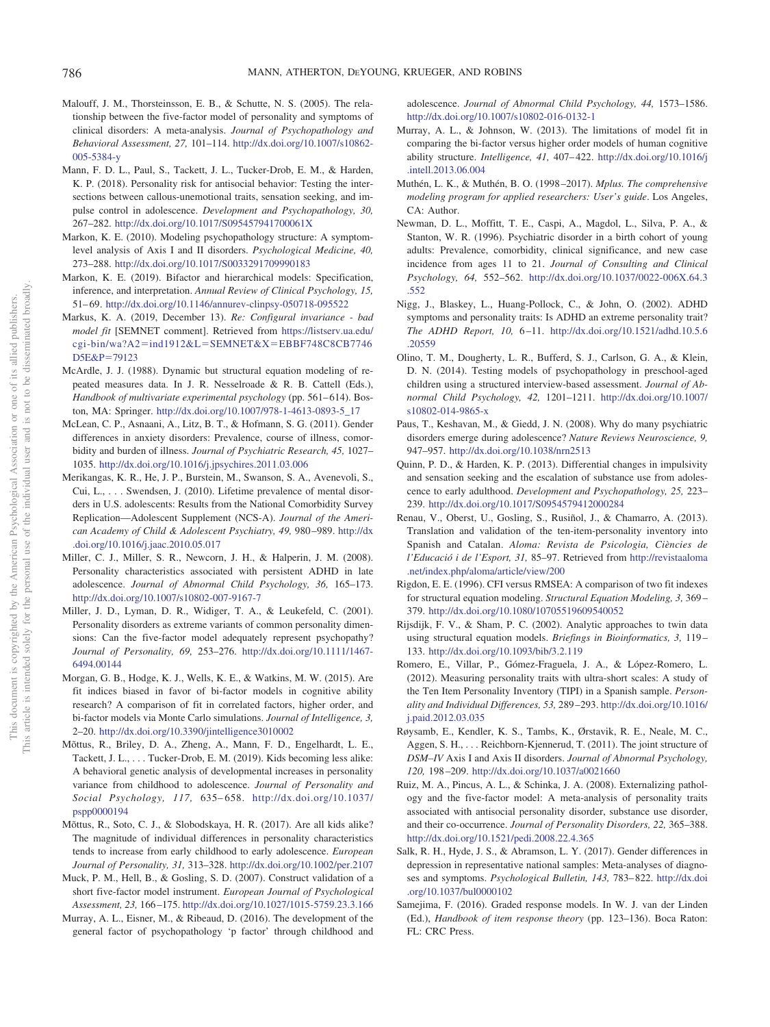Malouff, J. M., Thorsteinsson, E. B., & Schutte, N. S. (2005). The relationship between the five-factor model of personality and symptoms of clinical disorders: A meta-analysis. *Journal of Psychopathology and Behavioral Assessment, 27,* 101–114. http://dx.doi.org/10.1007/s10862-005-5384-y

Mann, F. D. L., Paul, S., Tackett, J. L., Tucker-Drob, E. M., & Harden, K. P. (2018). Personality risk for antisocial behavior: Testing the intersections between callous-unemotional traits, sensation seeking, and impulse control in adolescence. *Development and Psychopathology, 30,* 267–282. http://dx.doi.org/10.1017/S095457941700061X

Markon, K. E. (2010). Modeling psychopathology structure: A symptom-level analysis of Axis I and II disorders. *Psychological Medicine, 40,* 273–288. http://dx.doi.org/10.1017/S0033291709990183

Markon, K. E. (2019). Bifactor and hierarchical models: Specification, inference, and interpretation. *Annual Review of Clinical Psychology, 15,* 51–69. http://dx.doi.org/10.1146/annurev-clinpsy-050718-095522

Markus, K. A. (2019, December 13). *Re: Configural invariance - bad model fit* [SEMNET comment]. Retrieved from https://listserv.ua.edu/cgi-bin/wa?A2=ind1912&L=SEMNET&X=EBBF748C8CB7746D5E&P=79123

McArdle, J. J. (1988). Dynamic but structural equation modeling of repeated measures data. In J. R. Nesselroade & R. B. Cattell (Eds.), *Handbook of multivariate experimental psychology* (pp. 561–614). Boston, MA: Springer. http://dx.doi.org/10.1007/978-1-4613-0893-5_17

McLean, C. P., Asnaani, A., Litz, B. T., & Hofmann, S. G. (2011). Gender differences in anxiety disorders: Prevalence, course of illness, comorbidity and burden of illness. *Journal of Psychiatric Research, 45,* 1027–1035. http://dx.doi.org/10.1016/j.jpsychires.2011.03.006

Merikangas, K. R., He, J. P., Burstein, M., Swanson, S. A., Avenevoli, S., Cui, L., . . . Swendsen, J. (2010). Lifetime prevalence of mental disorders in U.S. adolescents: Results from the National Comorbidity Survey Replication—Adolescent Supplement (NCS-A). *Journal of the American Academy of Child & Adolescent Psychiatry, 49,* 980–989. http://dx.doi.org/10.1016/j.jaac.2010.05.017

Miller, C. J., Miller, S. R., Newcorn, J. H., & Halperin, J. M. (2008). Personality characteristics associated with persistent ADHD in late adolescence. *Journal of Abnormal Child Psychology, 36,* 165–173. http://dx.doi.org/10.1007/s10802-007-9167-7

Miller, J. D., Lyman, D. R., Widiger, T. A., & Leukefeld, C. (2001). Personality disorders as extreme variants of common personality dimensions: Can the five-factor model adequately represent psychopathy? *Journal of Personality, 69,* 253–276. http://dx.doi.org/10.1111/1467-6494.00144

Morgan, G. B., Hodge, K. J., Wells, K. E., & Watkins, M. W. (2015). Are fit indices biased in favor of bi-factor models in cognitive ability research? A comparison of fit in correlated factors, higher order, and bi-factor models via Monte Carlo simulations. *Journal of Intelligence, 3,* 2–20. http://dx.doi.org/10.3390/jintelligence3010002

Mõttus, R., Briley, D. A., Zheng, A., Mann, F. D., Engelhardt, L. E., Tackett, J. L., . . . Tucker-Drob, E. M. (2019). Kids becoming less alike: A behavioral genetic analysis of developmental increases in personality variance from childhood to adolescence. *Journal of Personality and Social Psychology, 117,* 635–658. http://dx.doi.org/10.1037/pspp0000194

Mõttus, R., Soto, C. J., & Slobodskaya, H. R. (2017). Are all kids alike? The magnitude of individual differences in personality characteristics tends to increase from early childhood to early adolescence. *European Journal of Personality, 31,* 313–328. http://dx.doi.org/10.1002/per.2107

Muck, P. M., Hell, B., & Gosling, S. D. (2007). Construct validation of a short five-factor model instrument. *European Journal of Psychological Assessment, 23,* 166–175. http://dx.doi.org/10.1027/1015-5759.23.3.166

Murray, A. L., Eisner, M., & Ribeaud, D. (2016). The development of the general factor of psychopathology 'p factor' through childhood and adolescence. *Journal of Abnormal Child Psychology, 44,* 1573–1586. http://dx.doi.org/10.1007/s10802-016-0132-1

Murray, A. L., & Johnson, W. (2013). The limitations of model fit in comparing the bi-factor versus higher order models of human cognitive ability structure. *Intelligence, 41,* 407–422. http://dx.doi.org/10.1016/j.intell.2013.06.004

Muthén, L. K., & Muthén, B. O. (1998–2017). *Mplus. The comprehensive modeling program for applied researchers: User's guide*. Los Angeles, CA: Author.

Newman, D. L., Moffitt, T. E., Caspi, A., Magdol, L., Silva, P. A., & Stanton, W. R. (1996). Psychiatric disorder in a birth cohort of young adults: Prevalence, comorbidity, clinical significance, and new case incidence from ages 11 to 21. *Journal of Consulting and Clinical Psychology, 64,* 552–562. http://dx.doi.org/10.1037/0022-006X.64.3.552

Nigg, J., Blaskey, L., Huang-Pollock, C., & John, O. (2002). ADHD symptoms and personality traits: Is ADHD an extreme personality trait? *The ADHD Report, 10,* 6–11. http://dx.doi.org/10.1521/adhd.10.5.6.20559

Olino, T. M., Dougherty, L. R., Bufferd, S. J., Carlson, G. A., & Klein, D. N. (2014). Testing models of psychopathology in preschool-aged children using a structured interview-based assessment. *Journal of Abnormal Child Psychology, 42,* 1201–1211. http://dx.doi.org/10.1007/s10802-014-9865-x

Paus, T., Keshavan, M., & Giedd, J. N. (2008). Why do many psychiatric disorders emerge during adolescence? *Nature Reviews Neuroscience, 9,* 947–957. http://dx.doi.org/10.1038/nrn2513

Quinn, P. D., & Harden, K. P. (2013). Differential changes in impulsivity and sensation seeking and the escalation of substance use from adolescence to early adulthood. *Development and Psychopathology, 25,* 223–239. http://dx.doi.org/10.1017/S0954579412000284

Renau, V., Oberst, U., Gosling, S., Rusiñol, J., & Chamarro, A. (2013). Translation and validation of the ten-item-personality inventory into Spanish and Catalan. *Aloma: Revista de Psicologia, Ciències de l'Educació i de l'Esport, 31,* 85–97. Retrieved from http://revistaaloma.net/index.php/aloma/article/view/200

Rigdon, E. E. (1996). CFI versus RMSEA: A comparison of two fit indexes for structural equation modeling. *Structural Equation Modeling, 3,* 369–379. http://dx.doi.org/10.1080/10705519609540052

Rijsdijk, F. V., & Sham, P. C. (2002). Analytic approaches to twin data using structural equation models. *Briefings in Bioinformatics, 3,* 119–133. http://dx.doi.org/10.1093/bib/3.2.119

Romero, E., Villar, P., Gómez-Fraguela, J. A., & López-Romero, L. (2012). Measuring personality traits with ultra-short scales: A study of the Ten Item Personality Inventory (TIPI) in a Spanish sample. *Personality and Individual Differences, 53,* 289–293. http://dx.doi.org/10.1016/j.paid.2012.03.035

Røysamb, E., Kendler, K. S., Tambs, K., Ørstavik, R. E., Neale, M. C., Aggen, S. H., . . . Reichborn-Kjennerud, T. (2011). The joint structure of *DSM–IV* Axis I and Axis II disorders. *Journal of Abnormal Psychology, 120,* 198–209. http://dx.doi.org/10.1037/a0021660

Ruiz, M. A., Pincus, A. L., & Schinka, J. A. (2008). Externalizing pathology and the five-factor model: A meta-analysis of personality traits associated with antisocial personality disorder, substance use disorder, and their co-occurrence. *Journal of Personality Disorders, 22,* 365–388. http://dx.doi.org/10.1521/pedi.2008.22.4.365

Salk, R. H., Hyde, J. S., & Abramson, L. Y. (2017). Gender differences in depression in representative national samples: Meta-analyses of diagnoses and symptoms. *Psychological Bulletin, 143,* 783–822. http://dx.doi.org/10.1037/bul0000102

Samejima, F. (2016). Graded response models. In W. J. van der Linden (Ed.), *Handbook of item response theory* (pp. 123–136). Boca Raton: FL: CRC Press.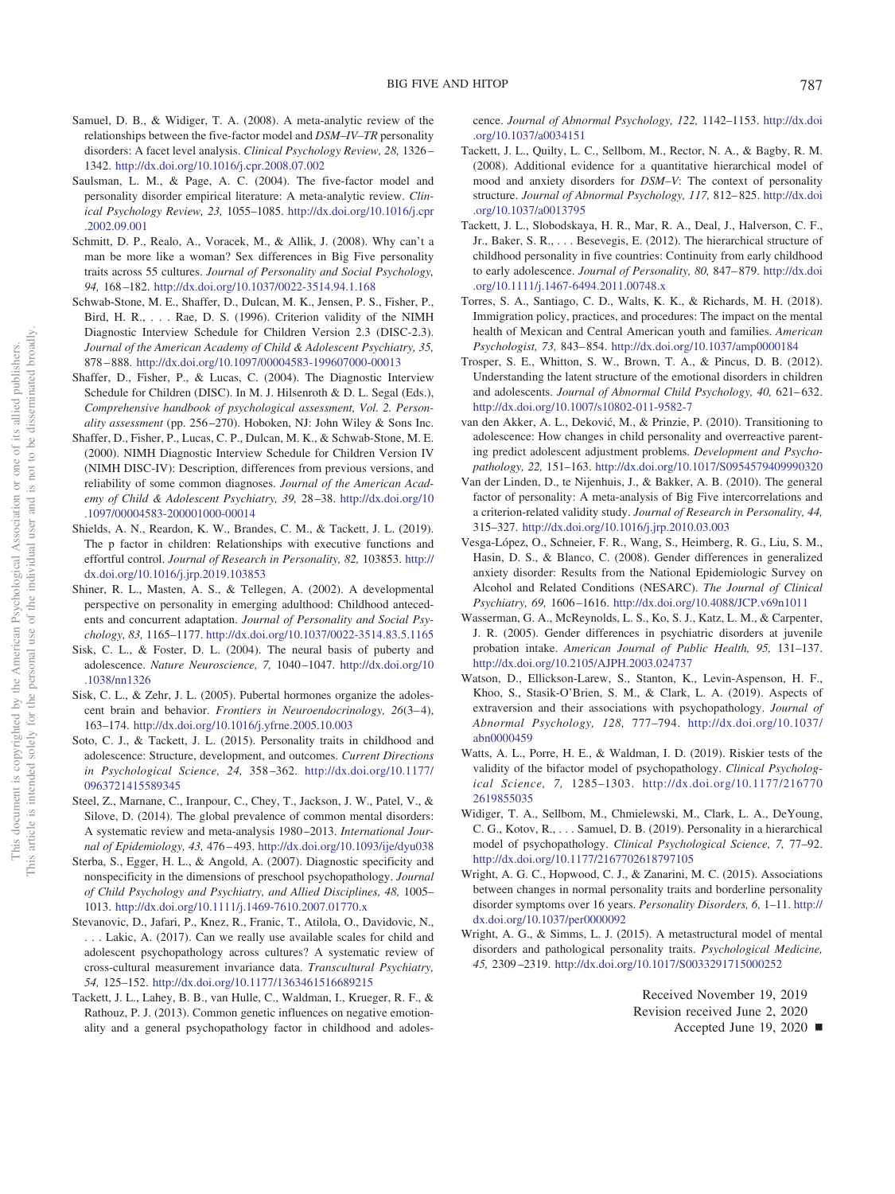Samuel, D. B., & Widiger, T. A. (2008). A meta-analytic review of the relationships between the five-factor model and *DSM–IV–TR* personality disorders: A facet level analysis. *Clinical Psychology Review, 28,* 1326–1342. http://dx.doi.org/10.1016/j.cpr.2008.07.002

Saulsman, L. M., & Page, A. C. (2004). The five-factor model and personality disorder empirical literature: A meta-analytic review. *Clinical Psychology Review, 23,* 1055–1085. http://dx.doi.org/10.1016/j.cpr.2002.09.001

Schmitt, D. P., Realo, A., Voracek, M., & Allik, J. (2008). Why can't a man be more like a woman? Sex differences in Big Five personality traits across 55 cultures. *Journal of Personality and Social Psychology, 94,* 168–182. http://dx.doi.org/10.1037/0022-3514.94.1.168

Schwab-Stone, M. E., Shaffer, D., Dulcan, M. K., Jensen, P. S., Fisher, P., Bird, H. R., . . . Rae, D. S. (1996). Criterion validity of the NIMH Diagnostic Interview Schedule for Children Version 2.3 (DISC-2.3). *Journal of the American Academy of Child & Adolescent Psychiatry, 35,* 878–888. http://dx.doi.org/10.1097/00004583-199607000-00013

Shaffer, D., Fisher, P., & Lucas, C. (2004). The Diagnostic Interview Schedule for Children (DISC). In M. J. Hilsenroth & D. L. Segal (Eds.), *Comprehensive handbook of psychological assessment, Vol. 2. Personality assessment* (pp. 256–270). Hoboken, NJ: John Wiley & Sons Inc.

Shaffer, D., Fisher, P., Lucas, C. P., Dulcan, M. K., & Schwab-Stone, M. E. (2000). NIMH Diagnostic Interview Schedule for Children Version IV (NIMH DISC-IV): Description, differences from previous versions, and reliability of some common diagnoses. *Journal of the American Academy of Child & Adolescent Psychiatry, 39,* 28–38. http://dx.doi.org/10.1097/00004583-200001000-00014

Shields, A. N., Reardon, K. W., Brandes, C. M., & Tackett, J. L. (2019). The p factor in children: Relationships with executive functions and effortful control. *Journal of Research in Personality, 82,* 103853. http://dx.doi.org/10.1016/j.jrp.2019.103853

Shiner, R. L., Masten, A. S., & Tellegen, A. (2002). A developmental perspective on personality in emerging adulthood: Childhood antecedents and concurrent adaptation. *Journal of Personality and Social Psychology, 83,* 1165–1177. http://dx.doi.org/10.1037/0022-3514.83.5.1165

Sisk, C. L., & Foster, D. L. (2004). The neural basis of puberty and adolescence. *Nature Neuroscience, 7,* 1040–1047. http://dx.doi.org/10.1038/nn1326

Sisk, C. L., & Zehr, J. L. (2005). Pubertal hormones organize the adolescent brain and behavior. *Frontiers in Neuroendocrinology, 26*(3–4), 163–174. http://dx.doi.org/10.1016/j.yfrne.2005.10.003

Soto, C. J., & Tackett, J. L. (2015). Personality traits in childhood and adolescence: Structure, development, and outcomes. *Current Directions in Psychological Science, 24,* 358–362. http://dx.doi.org/10.1177/0963721415589345

Steel, Z., Marnane, C., Iranpour, C., Chey, T., Jackson, J. W., Patel, V., & Silove, D. (2014). The global prevalence of common mental disorders: A systematic review and meta-analysis 1980–2013. *International Journal of Epidemiology, 43,* 476–493. http://dx.doi.org/10.1093/ije/dyu038

Sterba, S., Egger, H. L., & Angold, A. (2007). Diagnostic specificity and nonspecificity in the dimensions of preschool psychopathology. *Journal of Child Psychology and Psychiatry, and Allied Disciplines, 48,* 1005–1013. http://dx.doi.org/10.1111/j.1469-7610.2007.01770.x

Stevanovic, D., Jafari, P., Knez, R., Franic, T., Atilola, O., Davidovic, N., . . . Lakic, A. (2017). Can we really use available scales for child and adolescent psychopathology across cultures? A systematic review of cross-cultural measurement invariance data. *Transcultural Psychiatry, 54,* 125–152. http://dx.doi.org/10.1177/1363461516689215

Tackett, J. L., Lahey, B. B., van Hulle, C., Waldman, I., Krueger, R. F., & Rathouz, P. J. (2013). Common genetic influences on negative emotionality and a general psychopathology factor in childhood and adolescence. *Journal of Abnormal Psychology, 122,* 1142–1153. http://dx.doi.org/10.1037/a0034151

Tackett, J. L., Quilty, L. C., Sellbom, M., Rector, N. A., & Bagby, R. M. (2008). Additional evidence for a quantitative hierarchical model of mood and anxiety disorders for *DSM–V*: The context of personality structure. *Journal of Abnormal Psychology, 117,* 812–825. http://dx.doi.org/10.1037/a0013795

Tackett, J. L., Slobodskaya, H. R., Mar, R. A., Deal, J., Halverson, C. F., Jr., Baker, S. R., . . . Besevegis, E. (2012). The hierarchical structure of childhood personality in five countries: Continuity from early childhood to early adolescence. *Journal of Personality, 80,* 847–879. http://dx.doi.org/10.1111/j.1467-6494.2011.00748.x

Torres, S. A., Santiago, C. D., Walts, K. K., & Richards, M. H. (2018). Immigration policy, practices, and procedures: The impact on the mental health of Mexican and Central American youth and families. *American Psychologist, 73,* 843–854. http://dx.doi.org/10.1037/amp0000184

Trosper, S. E., Whitton, S. W., Brown, T. A., & Pincus, D. B. (2012). Understanding the latent structure of the emotional disorders in children and adolescents. *Journal of Abnormal Child Psychology, 40,* 621–632. http://dx.doi.org/10.1007/s10802-011-9582-7

van den Akker, A. L., Deković, M., & Prinzie, P. (2010). Transitioning to adolescence: How changes in child personality and overreactive parenting predict adolescent adjustment problems. *Development and Psychopathology, 22,* 151–163. http://dx.doi.org/10.1017/S0954579409990320

Van der Linden, D., te Nijenhuis, J., & Bakker, A. B. (2010). The general factor of personality: A meta-analysis of Big Five intercorrelations and a criterion-related validity study. *Journal of Research in Personality, 44,* 315–327. http://dx.doi.org/10.1016/j.jrp.2010.03.003

Vesga-López, O., Schneier, F. R., Wang, S., Heimberg, R. G., Liu, S. M., Hasin, D. S., & Blanco, C. (2008). Gender differences in generalized anxiety disorder: Results from the National Epidemiologic Survey on Alcohol and Related Conditions (NESARC). *The Journal of Clinical Psychiatry, 69,* 1606–1616. http://dx.doi.org/10.4088/JCP.v69n1011

Wasserman, G. A., McReynolds, L. S., Ko, S. J., Katz, L. M., & Carpenter, J. R. (2005). Gender differences in psychiatric disorders at juvenile probation intake. *American Journal of Public Health, 95,* 131–137. http://dx.doi.org/10.2105/AJPH.2003.024737

Watson, D., Ellickson-Larew, S., Stanton, K., Levin-Aspenson, H. F., Khoo, S., Stasik-O'Brien, S. M., & Clark, L. A. (2019). Aspects of extraversion and their associations with psychopathology. *Journal of Abnormal Psychology, 128,* 777–794. http://dx.doi.org/10.1037/abn0000459

Watts, A. L., Porre, H. E., & Waldman, I. D. (2019). Riskier tests of the validity of the bifactor model of psychopathology. *Clinical Psychological Science, 7,* 1285–1303. http://dx.doi.org/10.1177/2167702619855035

Widiger, T. A., Sellbom, M., Chmielewski, M., Clark, L. A., DeYoung, C. G., Kotov, R., . . . Samuel, D. B. (2019). Personality in a hierarchical model of psychopathology. *Clinical Psychological Science, 7,* 77–92. http://dx.doi.org/10.1177/2167702618797105

Wright, A. G. C., Hopwood, C. J., & Zanarini, M. C. (2015). Associations between changes in normal personality traits and borderline personality disorder symptoms over 16 years. *Personality Disorders, 6,* 1–11. http://dx.doi.org/10.1037/per0000092

Wright, A. G., & Simms, L. J. (2015). A metastructural model of mental disorders and pathological personality traits. *Psychological Medicine, 45,* 2309–2319. http://dx.doi.org/10.1017/S0033291715000252

Received November 19, 2019
Revision received June 2, 2020
Accepted June 19, 2020 ■